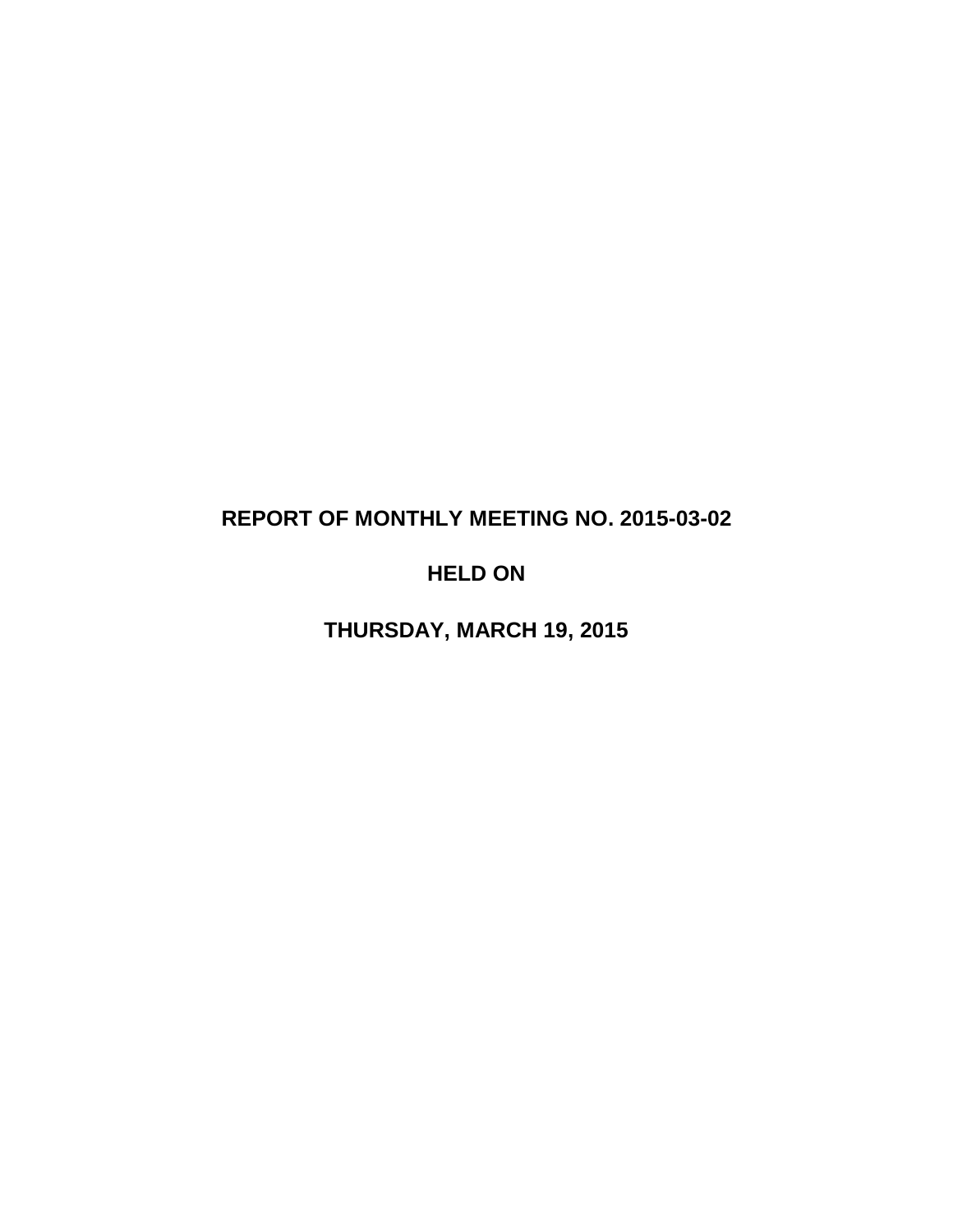# REPORT OF MONTHLY MEETING NO. 2015-03-02

# HELD ON

# THURSDAY, MARCH 19, 2015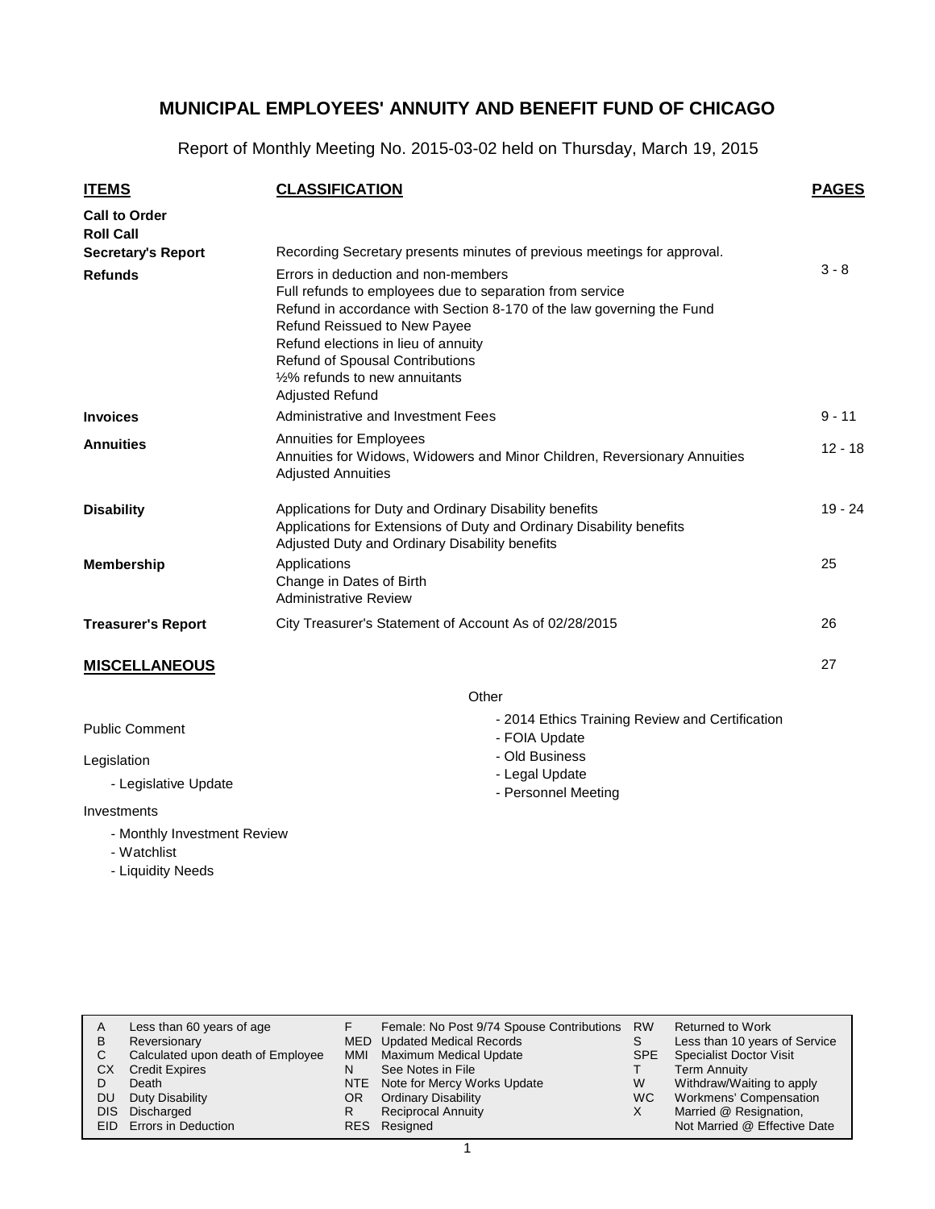# MUNICIPAL EMPLOYEES' ANNUITY AND BENEFIT FUND OF CHICAGO

Report of Monthly Meeting No. 2015-03-02 held on Thursday, March 19, 2015

| ITEMS | CLASSIFICATION | PAGES |
|---|---|---|
| **Call to Order** | | |
| **Roll Call** | | |
| **Secretary's Report** | Recording Secretary presents minutes of previous meetings for approval. | |
| **Refunds** | Errors in deduction and non-members<br>Full refunds to employees due to separation from service<br>Refund in accordance with Section 8-170 of the law governing the Fund<br>Refund Reissued to New Payee<br>Refund elections in lieu of annuity<br>Refund of Spousal Contributions<br>½% refunds to new annuitants<br>Adjusted Refund | 3 - 8 |
| **Invoices** | Administrative and Investment Fees | 9 - 11 |
| **Annuities** | Annuities for Employees<br>Annuities for Widows, Widowers and Minor Children, Reversionary Annuities<br>Adjusted Annuities | 12 - 18 |
| **Disability** | Applications for Duty and Ordinary Disability benefits<br>Applications for Extensions of Duty and Ordinary Disability benefits<br>Adjusted Duty and Ordinary Disability benefits | 19 - 24 |
| **Membership** | Applications<br>Change in Dates of Birth<br>Administrative Review | 25 |
| **Treasurer's Report** | City Treasurer's Statement of Account As of 02/28/2015 | 26 |

## MISCELLANEOUS

27

Public Comment

Legislation

- Legislative Update

Investments

- Monthly Investment Review
- Watchlist
- Liquidity Needs

Other

- 2014 Ethics Training Review and Certification
- FOIA Update
- Old Business
- Legal Update
- Personnel Meeting

| | | | | | |
|---|---|---|---|---|---|
| A | Less than 60 years of age | F | Female: No Post 9/74 Spouse Contributions | RW | Returned to Work |
| B | Reversionary | MED | Updated Medical Records | S | Less than 10 years of Service |
| C | Calculated upon death of Employee | MMI | Maximum Medical Update | SPE | Specialist Doctor Visit |
| CX | Credit Expires | N | See Notes in File | T | Term Annuity |
| D | Death | NTE | Note for Mercy Works Update | W | Withdraw/Waiting to apply |
| DU | Duty Disability | OR | Ordinary Disability | WC | Workmens' Compensation |
| DIS | Discharged | R | Reciprocal Annuity | X | Married @ Resignation, Not Married @ Effective Date |
| EID | Errors in Deduction | RES | Resigned | | |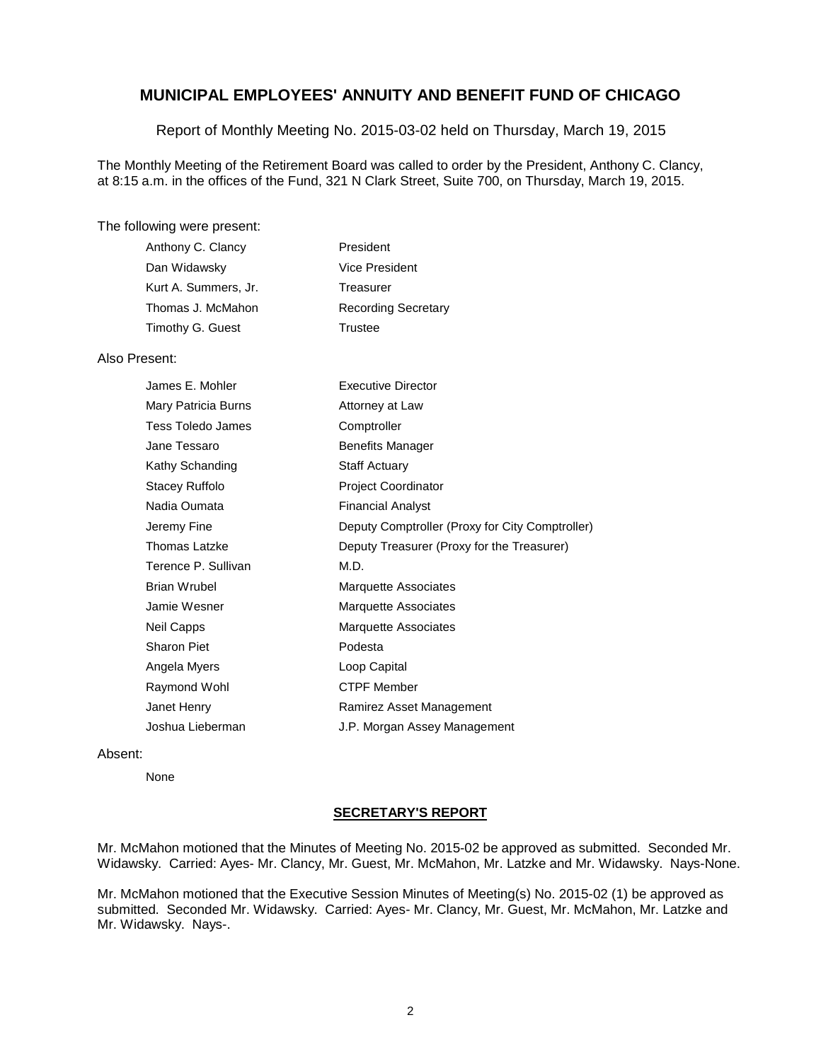# MUNICIPAL EMPLOYEES' ANNUITY AND BENEFIT FUND OF CHICAGO

Report of Monthly Meeting No. 2015-03-02 held on Thursday, March 19, 2015

The Monthly Meeting of the Retirement Board was called to order by the President, Anthony C. Clancy, at 8:15 a.m. in the offices of the Fund, 321 N Clark Street, Suite 700, on Thursday, March 19, 2015.

The following were present:

| | |
|---|---|
| Anthony C. Clancy | President |
| Dan Widawsky | Vice President |
| Kurt A. Summers, Jr. | Treasurer |
| Thomas J. McMahon | Recording Secretary |
| Timothy G. Guest | Trustee |

Also Present:

| | |
|---|---|
| James E. Mohler | Executive Director |
| Mary Patricia Burns | Attorney at Law |
| Tess Toledo James | Comptroller |
| Jane Tessaro | Benefits Manager |
| Kathy Schanding | Staff Actuary |
| Stacey Ruffolo | Project Coordinator |
| Nadia Oumata | Financial Analyst |
| Jeremy Fine | Deputy Comptroller (Proxy for City Comptroller) |
| Thomas Latzke | Deputy Treasurer (Proxy for the Treasurer) |
| Terence P. Sullivan | M.D. |
| Brian Wrubel | Marquette Associates |
| Jamie Wesner | Marquette Associates |
| Neil Capps | Marquette Associates |
| Sharon Piet | Podesta |
| Angela Myers | Loop Capital |
| Raymond Wohl | CTPF Member |
| Janet Henry | Ramirez Asset Management |
| Joshua Lieberman | J.P. Morgan Assey Management |

Absent:

None

## SECRETARY'S REPORT

Mr. McMahon motioned that the Minutes of Meeting No. 2015-02 be approved as submitted. Seconded Mr. Widawsky. Carried: Ayes- Mr. Clancy, Mr. Guest, Mr. McMahon, Mr. Latzke and Mr. Widawsky. Nays-None.

Mr. McMahon motioned that the Executive Session Minutes of Meeting(s) No. 2015-02 (1) be approved as submitted. Seconded Mr. Widawsky. Carried: Ayes- Mr. Clancy, Mr. Guest, Mr. McMahon, Mr. Latzke and Mr. Widawsky. Nays-.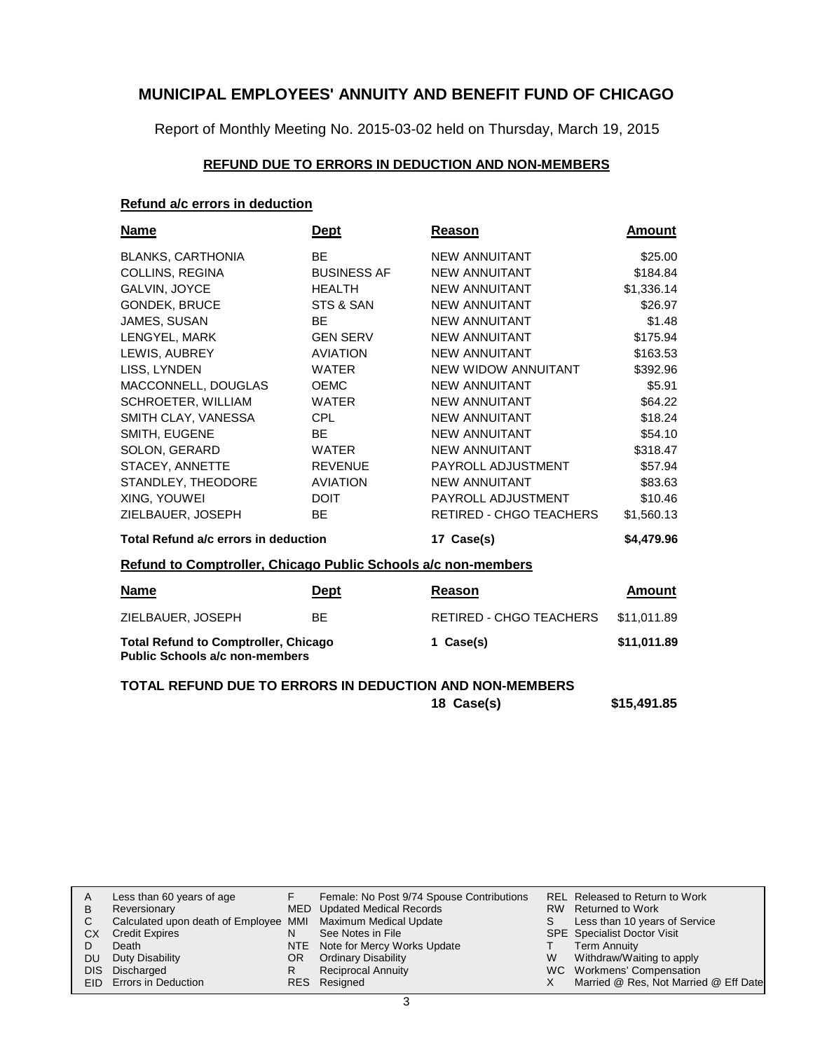# MUNICIPAL EMPLOYEES' ANNUITY AND BENEFIT FUND OF CHICAGO

Report of Monthly Meeting No. 2015-03-02 held on Thursday, March 19, 2015

## REFUND DUE TO ERRORS IN DEDUCTION AND NON-MEMBERS

### Refund a/c errors in deduction

| Name | Dept | Reason | Amount |
|---|---|---|---|
| BLANKS, CARTHONIA | BE | NEW ANNUITANT | $25.00 |
| COLLINS, REGINA | BUSINESS AF | NEW ANNUITANT | $184.84 |
| GALVIN, JOYCE | HEALTH | NEW ANNUITANT | $1,336.14 |
| GONDEK, BRUCE | STS & SAN | NEW ANNUITANT | $26.97 |
| JAMES, SUSAN | BE | NEW ANNUITANT | $1.48 |
| LENGYEL, MARK | GEN SERV | NEW ANNUITANT | $175.94 |
| LEWIS, AUBREY | AVIATION | NEW ANNUITANT | $163.53 |
| LISS, LYNDEN | WATER | NEW WIDOW ANNUITANT | $392.96 |
| MACCONNELL, DOUGLAS | OEMC | NEW ANNUITANT | $5.91 |
| SCHROETER, WILLIAM | WATER | NEW ANNUITANT | $64.22 |
| SMITH CLAY, VANESSA | CPL | NEW ANNUITANT | $18.24 |
| SMITH, EUGENE | BE | NEW ANNUITANT | $54.10 |
| SOLON, GERARD | WATER | NEW ANNUITANT | $318.47 |
| STACEY, ANNETTE | REVENUE | PAYROLL ADJUSTMENT | $57.94 |
| STANDLEY, THEODORE | AVIATION | NEW ANNUITANT | $83.63 |
| XING, YOUWEI | DOIT | PAYROLL ADJUSTMENT | $10.46 |
| ZIELBAUER, JOSEPH | BE | RETIRED - CHGO TEACHERS | $1,560.13 |
| **Total Refund a/c errors in deduction** | | **17 Case(s)** | **$4,479.96** |

### Refund to Comptroller, Chicago Public Schools a/c non-members

| Name | Dept | Reason | Amount |
|---|---|---|---|
| ZIELBAUER, JOSEPH | BE | RETIRED - CHGO TEACHERS | $11,011.89 |
| **Total Refund to Comptroller, Chicago Public Schools a/c non-members** | | **1 Case(s)** | **$11,011.89** |

**TOTAL REFUND DUE TO ERRORS IN DEDUCTION AND NON-MEMBERS** **18 Case(s)** **$15,491.85**

| | | | | | |
|---|---|---|---|---|---|
| A | Less than 60 years of age | F | Female: No Post 9/74 Spouse Contributions | REL | Released to Return to Work |
| B | Reversionary | MED | Updated Medical Records | RW | Returned to Work |
| C | Calculated upon death of Employee | MMI | Maximum Medical Update | S | Less than 10 years of Service |
| CX | Credit Expires | N | See Notes in File | SPE | Specialist Doctor Visit |
| D | Death | NTE | Note for Mercy Works Update | T | Term Annuity |
| DU | Duty Disability | OR | Ordinary Disability | W | Withdraw/Waiting to apply |
| DIS | Discharged | R | Reciprocal Annuity | WC | Workmens' Compensation |
| EID | Errors in Deduction | RES | Resigned | X | Married @ Res, Not Married @ Eff Date |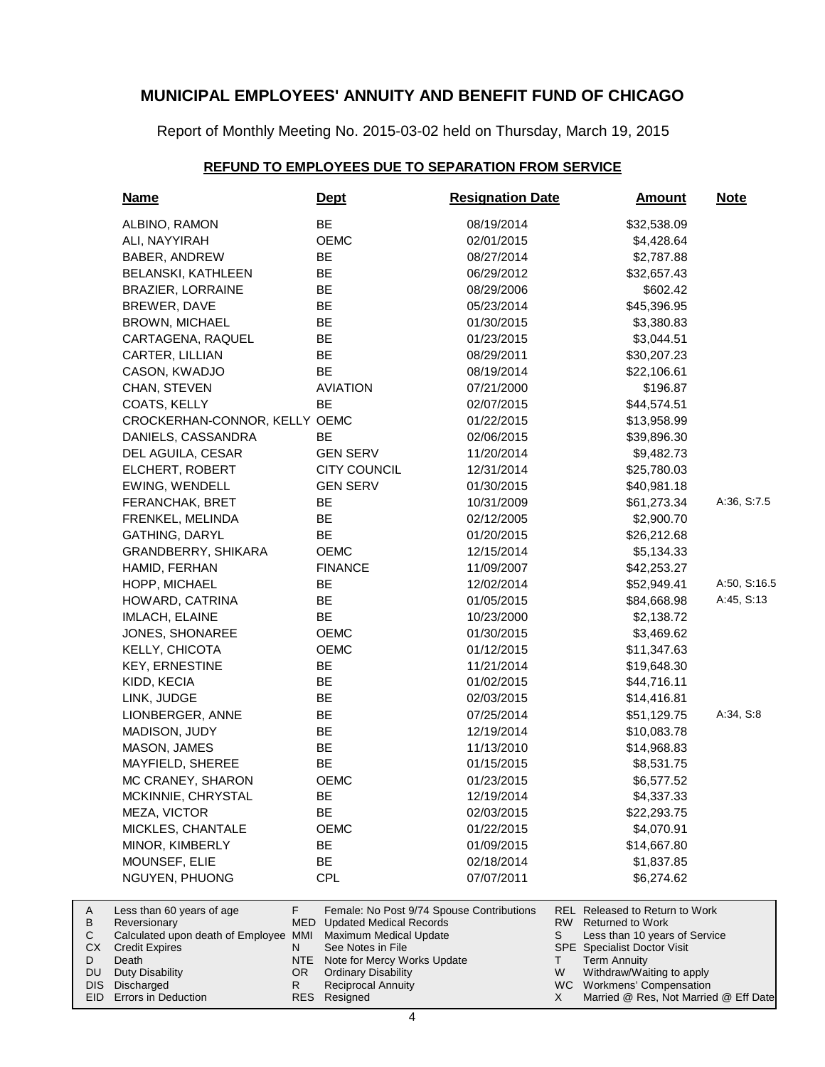# MUNICIPAL EMPLOYEES' ANNUITY AND BENEFIT FUND OF CHICAGO

Report of Monthly Meeting No. 2015-03-02 held on Thursday, March 19, 2015

## REFUND TO EMPLOYEES DUE TO SEPARATION FROM SERVICE

| Name | Dept | Resignation Date | Amount | Note |
|---|---|---|---|---|
| ALBINO, RAMON | BE | 08/19/2014 | $32,538.09 | |
| ALI, NAYYIRAH | OEMC | 02/01/2015 | $4,428.64 | |
| BABER, ANDREW | BE | 08/27/2014 | $2,787.88 | |
| BELANSKI, KATHLEEN | BE | 06/29/2012 | $32,657.43 | |
| BRAZIER, LORRAINE | BE | 08/29/2006 | $602.42 | |
| BREWER, DAVE | BE | 05/23/2014 | $45,396.95 | |
| BROWN, MICHAEL | BE | 01/30/2015 | $3,380.83 | |
| CARTAGENA, RAQUEL | BE | 01/23/2015 | $3,044.51 | |
| CARTER, LILLIAN | BE | 08/29/2011 | $30,207.23 | |
| CASON, KWADJO | BE | 08/19/2014 | $22,106.61 | |
| CHAN, STEVEN | AVIATION | 07/21/2000 | $196.87 | |
| COATS, KELLY | BE | 02/07/2015 | $44,574.51 | |
| CROCKERHAN-CONNOR, KELLY | OEMC | 01/22/2015 | $13,958.99 | |
| DANIELS, CASSANDRA | BE | 02/06/2015 | $39,896.30 | |
| DEL AGUILA, CESAR | GEN SERV | 11/20/2014 | $9,482.73 | |
| ELCHERT, ROBERT | CITY COUNCIL | 12/31/2014 | $25,780.03 | |
| EWING, WENDELL | GEN SERV | 01/30/2015 | $40,981.18 | |
| FERANCHAK, BRET | BE | 10/31/2009 | $61,273.34 | A:36, S:7.5 |
| FRENKEL, MELINDA | BE | 02/12/2005 | $2,900.70 | |
| GATHING, DARYL | BE | 01/20/2015 | $26,212.68 | |
| GRANDBERRY, SHIKARA | OEMC | 12/15/2014 | $5,134.33 | |
| HAMID, FERHAN | FINANCE | 11/09/2007 | $42,253.27 | |
| HOPP, MICHAEL | BE | 12/02/2014 | $52,949.41 | A:50, S:16.5 |
| HOWARD, CATRINA | BE | 01/05/2015 | $84,668.98 | A:45, S:13 |
| IMLACH, ELAINE | BE | 10/23/2000 | $2,138.72 | |
| JONES, SHONAREE | OEMC | 01/30/2015 | $3,469.62 | |
| KELLY, CHICOTA | OEMC | 01/12/2015 | $11,347.63 | |
| KEY, ERNESTINE | BE | 11/21/2014 | $19,648.30 | |
| KIDD, KECIA | BE | 01/02/2015 | $44,716.11 | |
| LINK, JUDGE | BE | 02/03/2015 | $14,416.81 | |
| LIONBERGER, ANNE | BE | 07/25/2014 | $51,129.75 | A:34, S:8 |
| MADISON, JUDY | BE | 12/19/2014 | $10,083.78 | |
| MASON, JAMES | BE | 11/13/2010 | $14,968.83 | |
| MAYFIELD, SHEREE | BE | 01/15/2015 | $8,531.75 | |
| MC CRANEY, SHARON | OEMC | 01/23/2015 | $6,577.52 | |
| MCKINNIE, CHRYSTAL | BE | 12/19/2014 | $4,337.33 | |
| MEZA, VICTOR | BE | 02/03/2015 | $22,293.75 | |
| MICKLES, CHANTALE | OEMC | 01/22/2015 | $4,070.91 | |
| MINOR, KIMBERLY | BE | 01/09/2015 | $14,667.80 | |
| MOUNSEF, ELIE | BE | 02/18/2014 | $1,837.85 | |
| NGUYEN, PHUONG | CPL | 07/07/2011 | $6,274.62 | |

| | | | | | |
|---|---|---|---|---|---|
| A | Less than 60 years of age | F | Female: No Post 9/74 Spouse Contributions | REL | Released to Return to Work |
| B | Reversionary | MED | Updated Medical Records | RW | Returned to Work |
| C | Calculated upon death of Employee | MMI | Maximum Medical Update | S | Less than 10 years of Service |
| CX | Credit Expires | N | See Notes in File | SPE | Specialist Doctor Visit |
| D | Death | NTE | Note for Mercy Works Update | T | Term Annuity |
| DU | Duty Disability | OR | Ordinary Disability | W | Withdraw/Waiting to apply |
| DIS | Discharged | R | Reciprocal Annuity | WC | Workmens' Compensation |
| EID | Errors in Deduction | RES | Resigned | X | Married @ Res, Not Married @ Eff Date |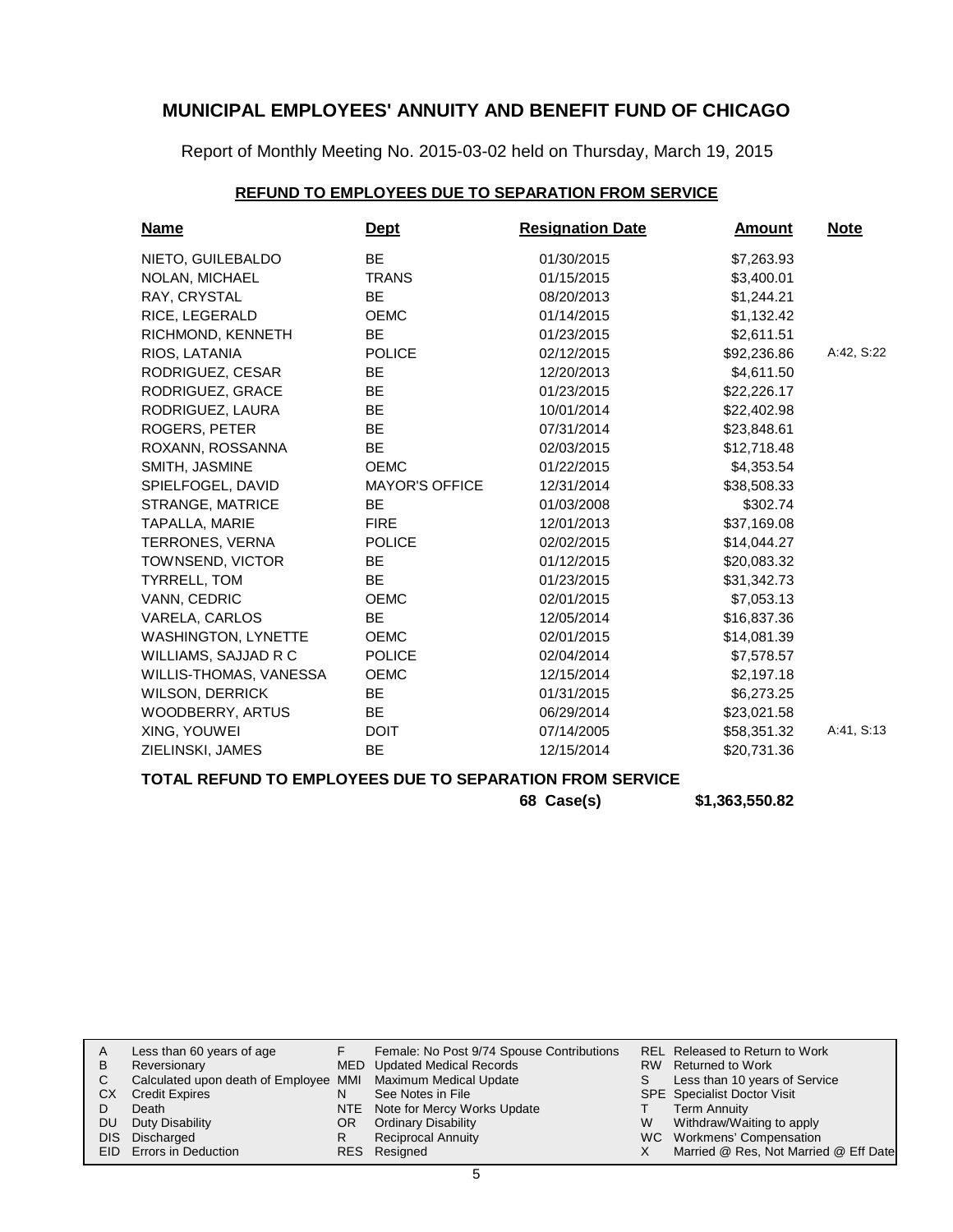# MUNICIPAL EMPLOYEES' ANNUITY AND BENEFIT FUND OF CHICAGO

Report of Monthly Meeting No. 2015-03-02 held on Thursday, March 19, 2015

## REFUND TO EMPLOYEES DUE TO SEPARATION FROM SERVICE

| Name | Dept | Resignation Date | Amount | Note |
|---|---|---|---|---|
| NIETO, GUILEBALDO | BE | 01/30/2015 | $7,263.93 | |
| NOLAN, MICHAEL | TRANS | 01/15/2015 | $3,400.01 | |
| RAY, CRYSTAL | BE | 08/20/2013 | $1,244.21 | |
| RICE, LEGERALD | OEMC | 01/14/2015 | $1,132.42 | |
| RICHMOND, KENNETH | BE | 01/23/2015 | $2,611.51 | |
| RIOS, LATANIA | POLICE | 02/12/2015 | $92,236.86 | A:42, S:22 |
| RODRIGUEZ, CESAR | BE | 12/20/2013 | $4,611.50 | |
| RODRIGUEZ, GRACE | BE | 01/23/2015 | $22,226.17 | |
| RODRIGUEZ, LAURA | BE | 10/01/2014 | $22,402.98 | |
| ROGERS, PETER | BE | 07/31/2014 | $23,848.61 | |
| ROXANN, ROSSANNA | BE | 02/03/2015 | $12,718.48 | |
| SMITH, JASMINE | OEMC | 01/22/2015 | $4,353.54 | |
| SPIELFOGEL, DAVID | MAYOR'S OFFICE | 12/31/2014 | $38,508.33 | |
| STRANGE, MATRICE | BE | 01/03/2008 | $302.74 | |
| TAPALLA, MARIE | FIRE | 12/01/2013 | $37,169.08 | |
| TERRONES, VERNA | POLICE | 02/02/2015 | $14,044.27 | |
| TOWNSEND, VICTOR | BE | 01/12/2015 | $20,083.32 | |
| TYRRELL, TOM | BE | 01/23/2015 | $31,342.73 | |
| VANN, CEDRIC | OEMC | 02/01/2015 | $7,053.13 | |
| VARELA, CARLOS | BE | 12/05/2014 | $16,837.36 | |
| WASHINGTON, LYNETTE | OEMC | 02/01/2015 | $14,081.39 | |
| WILLIAMS, SAJJAD R C | POLICE | 02/04/2014 | $7,578.57 | |
| WILLIS-THOMAS, VANESSA | OEMC | 12/15/2014 | $2,197.18 | |
| WILSON, DERRICK | BE | 01/31/2015 | $6,273.25 | |
| WOODBERRY, ARTUS | BE | 06/29/2014 | $23,021.58 | |
| XING, YOUWEI | DOIT | 07/14/2005 | $58,351.32 | A:41, S:13 |
| ZIELINSKI, JAMES | BE | 12/15/2014 | $20,731.36 | |

**TOTAL REFUND TO EMPLOYEES DUE TO SEPARATION FROM SERVICE**

**68 Case(s) $1,363,550.82**

| | | | | | |
|---|---|---|---|---|---|
| A | Less than 60 years of age | F | Female: No Post 9/74 Spouse Contributions | REL | Released to Return to Work |
| B | Reversionary | MED | Updated Medical Records | RW | Returned to Work |
| C | Calculated upon death of Employee | MMI | Maximum Medical Update | S | Less than 10 years of Service |
| CX | Credit Expires | N | See Notes in File | SPE | Specialist Doctor Visit |
| D | Death | NTE | Note for Mercy Works Update | T | Term Annuity |
| DU | Duty Disability | OR | Ordinary Disability | W | Withdraw/Waiting to apply |
| DIS | Discharged | R | Reciprocal Annuity | WC | Workmens' Compensation |
| EID | Errors in Deduction | RES | Resigned | X | Married @ Res, Not Married @ Eff Date |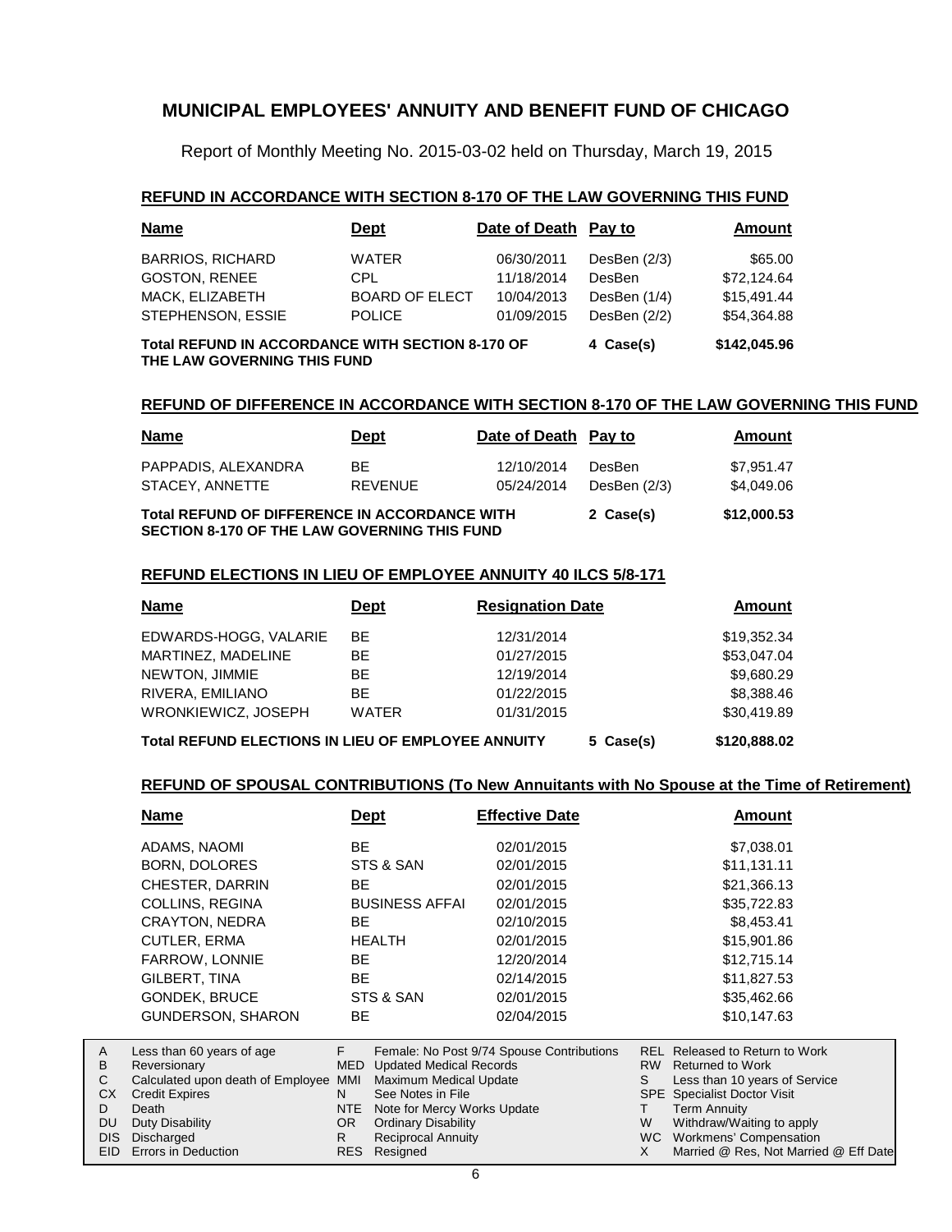# MUNICIPAL EMPLOYEES' ANNUITY AND BENEFIT FUND OF CHICAGO

Report of Monthly Meeting No. 2015-03-02 held on Thursday, March 19, 2015

## REFUND IN ACCORDANCE WITH SECTION 8-170 OF THE LAW GOVERNING THIS FUND

| Name | Dept | Date of Death | Pay to | Amount |
|---|---|---|---|---|
| BARRIOS, RICHARD | WATER | 06/30/2011 | DesBen (2/3) | $65.00 |
| GOSTON, RENEE | CPL | 11/18/2014 | DesBen | $72,124.64 |
| MACK, ELIZABETH | BOARD OF ELECT | 10/04/2013 | DesBen (1/4) | $15,491.44 |
| STEPHENSON, ESSIE | POLICE | 01/09/2015 | DesBen (2/2) | $54,364.88 |
| **Total REFUND IN ACCORDANCE WITH SECTION 8-170 OF THE LAW GOVERNING THIS FUND** | | | **4 Case(s)** | **$142,045.96** |

## REFUND OF DIFFERENCE IN ACCORDANCE WITH SECTION 8-170 OF THE LAW GOVERNING THIS FUND

| Name | Dept | Date of Death | Pay to | Amount |
|---|---|---|---|---|
| PAPPADIS, ALEXANDRA | BE | 12/10/2014 | DesBen | $7,951.47 |
| STACEY, ANNETTE | REVENUE | 05/24/2014 | DesBen (2/3) | $4,049.06 |
| **Total REFUND OF DIFFERENCE IN ACCORDANCE WITH SECTION 8-170 OF THE LAW GOVERNING THIS FUND** | | | **2 Case(s)** | **$12,000.53** |

## REFUND ELECTIONS IN LIEU OF EMPLOYEE ANNUITY 40 ILCS 5/8-171

| Name | Dept | Resignation Date | Amount |
|---|---|---|---|
| EDWARDS-HOGG, VALARIE | BE | 12/31/2014 | $19,352.34 |
| MARTINEZ, MADELINE | BE | 01/27/2015 | $53,047.04 |
| NEWTON, JIMMIE | BE | 12/19/2014 | $9,680.29 |
| RIVERA, EMILIANO | BE | 01/22/2015 | $8,388.46 |
| WRONKIEWICZ, JOSEPH | WATER | 01/31/2015 | $30,419.89 |
| **Total REFUND ELECTIONS IN LIEU OF EMPLOYEE ANNUITY** | | **5 Case(s)** | **$120,888.02** |

## REFUND OF SPOUSAL CONTRIBUTIONS (To New Annuitants with No Spouse at the Time of Retirement)

| Name | Dept | Effective Date | Amount |
|---|---|---|---|
| ADAMS, NAOMI | BE | 02/01/2015 | $7,038.01 |
| BORN, DOLORES | STS & SAN | 02/01/2015 | $11,131.11 |
| CHESTER, DARRIN | BE | 02/01/2015 | $21,366.13 |
| COLLINS, REGINA | BUSINESS AFFAI | 02/01/2015 | $35,722.83 |
| CRAYTON, NEDRA | BE | 02/10/2015 | $8,453.41 |
| CUTLER, ERMA | HEALTH | 02/01/2015 | $15,901.86 |
| FARROW, LONNIE | BE | 12/20/2014 | $12,715.14 |
| GILBERT, TINA | BE | 02/14/2015 | $11,827.53 |
| GONDEK, BRUCE | STS & SAN | 02/01/2015 | $35,462.66 |
| GUNDERSON, SHARON | BE | 02/04/2015 | $10,147.63 |

| Code | Description | Code | Description | Code | Description |
|---|---|---|---|---|---|
| A | Less than 60 years of age | F | Female: No Post 9/74 Spouse Contributions | REL | Released to Return to Work |
| B | Reversionary | MED | Updated Medical Records | RW | Returned to Work |
| C | Calculated upon death of Employee | MMI | Maximum Medical Update | S | Less than 10 years of Service |
| CX | Credit Expires | N | See Notes in File | SPE | Specialist Doctor Visit |
| D | Death | NTE | Note for Mercy Works Update | T | Term Annuity |
| DU | Duty Disability | OR | Ordinary Disability | W | Withdraw/Waiting to apply |
| DIS | Discharged | R | Reciprocal Annuity | WC | Workmens' Compensation |
| EID | Errors in Deduction | RES | Resigned | X | Married @ Res, Not Married @ Eff Date |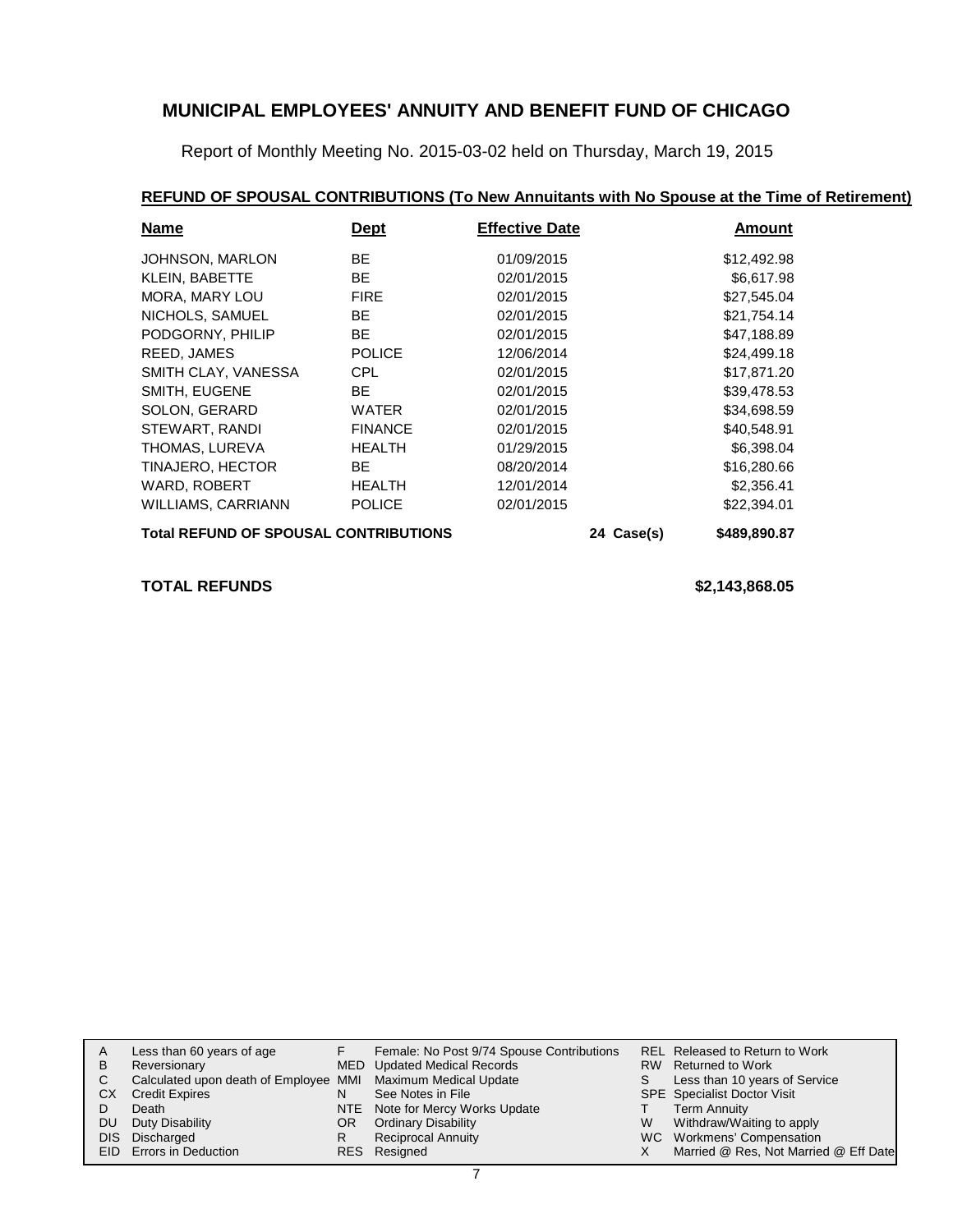# MUNICIPAL EMPLOYEES' ANNUITY AND BENEFIT FUND OF CHICAGO

Report of Monthly Meeting No. 2015-03-02 held on Thursday, March 19, 2015

## REFUND OF SPOUSAL CONTRIBUTIONS (To New Annuitants with No Spouse at the Time of Retirement)

| Name | Dept | Effective Date | | Amount |
|---|---|---|---|---|
| JOHNSON, MARLON | BE | 01/09/2015 | | $12,492.98 |
| KLEIN, BABETTE | BE | 02/01/2015 | | $6,617.98 |
| MORA, MARY LOU | FIRE | 02/01/2015 | | $27,545.04 |
| NICHOLS, SAMUEL | BE | 02/01/2015 | | $21,754.14 |
| PODGORNY, PHILIP | BE | 02/01/2015 | | $47,188.89 |
| REED, JAMES | POLICE | 12/06/2014 | | $24,499.18 |
| SMITH CLAY, VANESSA | CPL | 02/01/2015 | | $17,871.20 |
| SMITH, EUGENE | BE | 02/01/2015 | | $39,478.53 |
| SOLON, GERARD | WATER | 02/01/2015 | | $34,698.59 |
| STEWART, RANDI | FINANCE | 02/01/2015 | | $40,548.91 |
| THOMAS, LUREVA | HEALTH | 01/29/2015 | | $6,398.04 |
| TINAJERO, HECTOR | BE | 08/20/2014 | | $16,280.66 |
| WARD, ROBERT | HEALTH | 12/01/2014 | | $2,356.41 |
| WILLIAMS, CARRIANN | POLICE | 02/01/2015 | | $22,394.01 |
| **Total REFUND OF SPOUSAL CONTRIBUTIONS** | | | **24 Case(s)** | **$489,890.87** |

**TOTAL REFUNDS** **$2,143,868.05**

| | | | | | |
|---|---|---|---|---|---|
| A | Less than 60 years of age | F | Female: No Post 9/74 Spouse Contributions | REL | Released to Return to Work |
| B | Reversionary | MED | Updated Medical Records | RW | Returned to Work |
| C | Calculated upon death of Employee | MMI | Maximum Medical Update | S | Less than 10 years of Service |
| CX | Credit Expires | N | See Notes in File | SPE | Specialist Doctor Visit |
| D | Death | NTE | Note for Mercy Works Update | T | Term Annuity |
| DU | Duty Disability | OR | Ordinary Disability | W | Withdraw/Waiting to apply |
| DIS | Discharged | R | Reciprocal Annuity | WC | Workmens' Compensation |
| EID | Errors in Deduction | RES | Resigned | X | Married @ Res, Not Married @ Eff Date |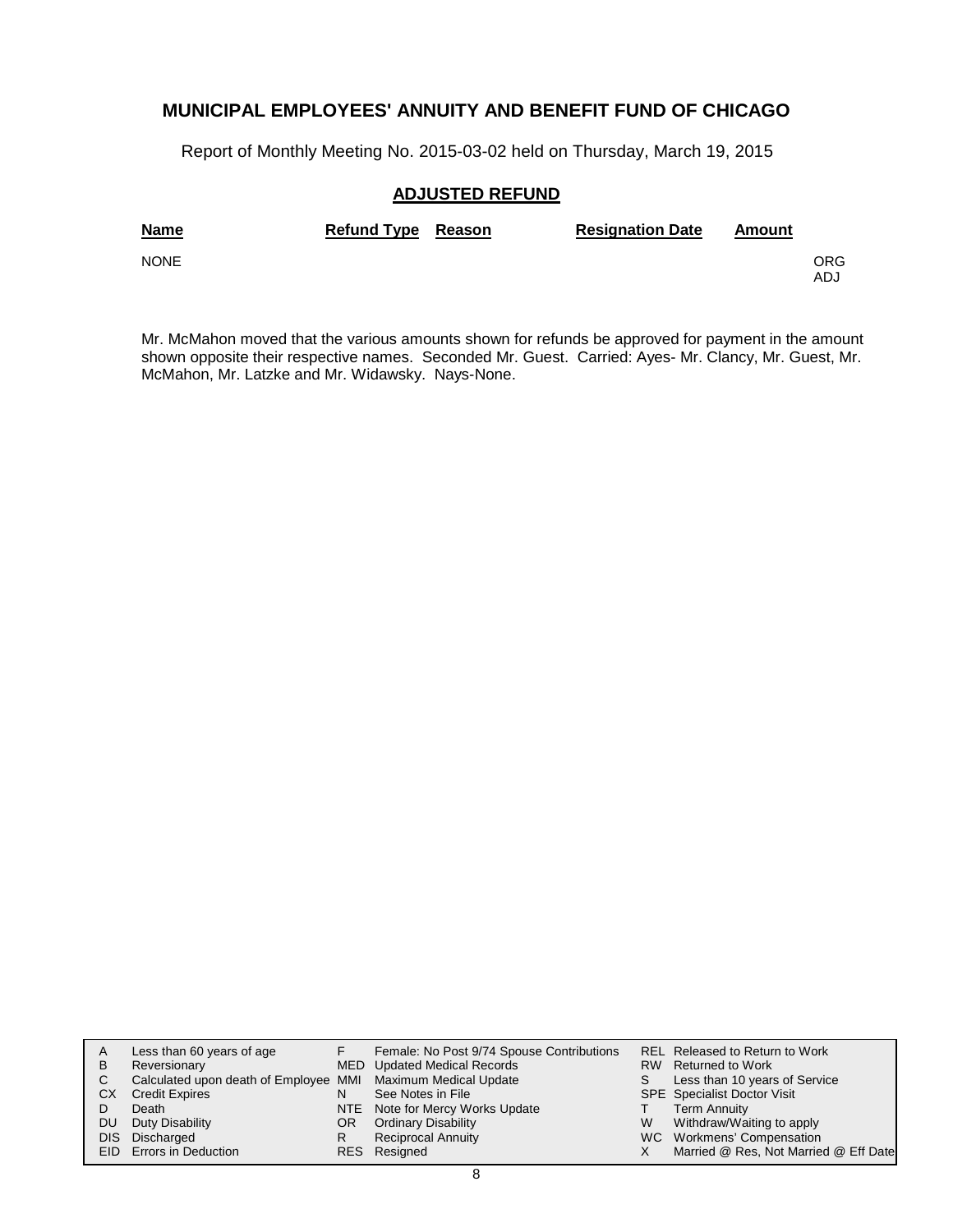# MUNICIPAL EMPLOYEES' ANNUITY AND BENEFIT FUND OF CHICAGO

Report of Monthly Meeting No. 2015-03-02 held on Thursday, March 19, 2015

## ADJUSTED REFUND

| Name | Refund Type | Reason | Resignation Date | Amount | |
|---|---|---|---|---|---|
| NONE | | | | | ORG<br>ADJ |

Mr. McMahon moved that the various amounts shown for refunds be approved for payment in the amount shown opposite their respective names. Seconded Mr. Guest. Carried: Ayes- Mr. Clancy, Mr. Guest, Mr. McMahon, Mr. Latzke and Mr. Widawsky. Nays-None.

| | | | | | |
|---|---|---|---|---|---|
| A | Less than 60 years of age | F | Female: No Post 9/74 Spouse Contributions | REL | Released to Return to Work |
| B | Reversionary | MED | Updated Medical Records | RW | Returned to Work |
| C | Calculated upon death of Employee | MMI | Maximum Medical Update | S | Less than 10 years of Service |
| CX | Credit Expires | N | See Notes in File | SPE | Specialist Doctor Visit |
| D | Death | NTE | Note for Mercy Works Update | T | Term Annuity |
| DU | Duty Disability | OR | Ordinary Disability | W | Withdraw/Waiting to apply |
| DIS | Discharged | R | Reciprocal Annuity | WC | Workmens' Compensation |
| EID | Errors in Deduction | RES | Resigned | X | Married @ Res, Not Married @ Eff Date |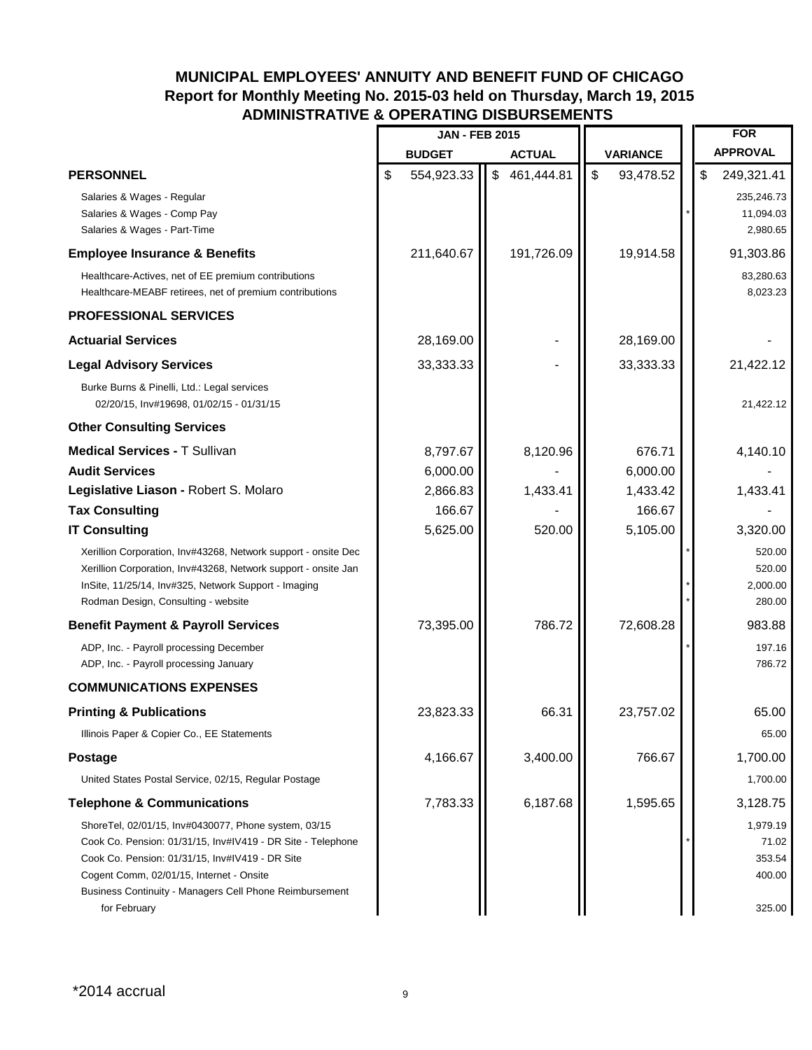# MUNICIPAL EMPLOYEES' ANNUITY AND BENEFIT FUND OF CHICAGO
## Report for Monthly Meeting No. 2015-03 held on Thursday, March 19, 2015
## ADMINISTRATIVE & OPERATING DISBURSEMENTS

| | JAN - FEB 2015 | | | | FOR |
|---|---|---|---|---|---|
| | BUDGET | ACTUAL | VARIANCE | | APPROVAL |
| **PERSONNEL** | $ 554,923.33 | $ 461,444.81 | $ 93,478.52 | | $ 249,321.41 |
| Salaries & Wages - Regular | | | | | 235,246.73 |
| Salaries & Wages - Comp Pay | | | | * | 11,094.03 |
| Salaries & Wages - Part-Time | | | | | 2,980.65 |
| **Employee Insurance & Benefits** | 211,640.67 | 191,726.09 | 19,914.58 | | 91,303.86 |
| Healthcare-Actives, net of EE premium contributions | | | | | 83,280.63 |
| Healthcare-MEABF retirees, net of premium contributions | | | | | 8,023.23 |
| **PROFESSIONAL SERVICES** | | | | | |
| **Actuarial Services** | 28,169.00 | - | 28,169.00 | | - |
| **Legal Advisory Services** | 33,333.33 | - | 33,333.33 | | 21,422.12 |
| Burke Burns & Pinelli, Ltd.: Legal services 02/20/15, Inv#19698, 01/02/15 - 01/31/15 | | | | | 21,422.12 |
| **Other Consulting Services** | | | | | |
| **Medical Services -** T Sullivan | 8,797.67 | 8,120.96 | 676.71 | | 4,140.10 |
| **Audit Services** | 6,000.00 | - | 6,000.00 | | - |
| **Legislative Liason -** Robert S. Molaro | 2,866.83 | 1,433.41 | 1,433.42 | | 1,433.41 |
| **Tax Consulting** | 166.67 | - | 166.67 | | - |
| **IT Consulting** | 5,625.00 | 520.00 | 5,105.00 | | 3,320.00 |
| Xerillion Corporation, Inv#43268, Network support - onsite Dec | | | | * | 520.00 |
| Xerillion Corporation, Inv#43268, Network support - onsite Jan | | | | | 520.00 |
| InSite, 11/25/14, Inv#325, Network Support - Imaging | | | | * | 2,000.00 |
| Rodman Design, Consulting - website | | | | * | 280.00 |
| **Benefit Payment & Payroll Services** | 73,395.00 | 786.72 | 72,608.28 | | 983.88 |
| ADP, Inc. - Payroll processing December | | | | * | 197.16 |
| ADP, Inc. - Payroll processing January | | | | | 786.72 |
| **COMMUNICATIONS EXPENSES** | | | | | |
| **Printing & Publications** | 23,823.33 | 66.31 | 23,757.02 | | 65.00 |
| Illinois Paper & Copier Co., EE Statements | | | | | 65.00 |
| **Postage** | 4,166.67 | 3,400.00 | 766.67 | | 1,700.00 |
| United States Postal Service, 02/15, Regular Postage | | | | | 1,700.00 |
| **Telephone & Communications** | 7,783.33 | 6,187.68 | 1,595.65 | | 3,128.75 |
| ShoreTel, 02/01/15, Inv#0430077, Phone system, 03/15 | | | | | 1,979.19 |
| Cook Co. Pension: 01/31/15, Inv#IV419 - DR Site - Telephone | | | | * | 71.02 |
| Cook Co. Pension: 01/31/15, Inv#IV419 - DR Site | | | | | 353.54 |
| Cogent Comm, 02/01/15, Internet - Onsite | | | | | 400.00 |
| Business Continuity - Managers Cell Phone Reimbursement for February | | | | | 325.00 |

*2014 accrual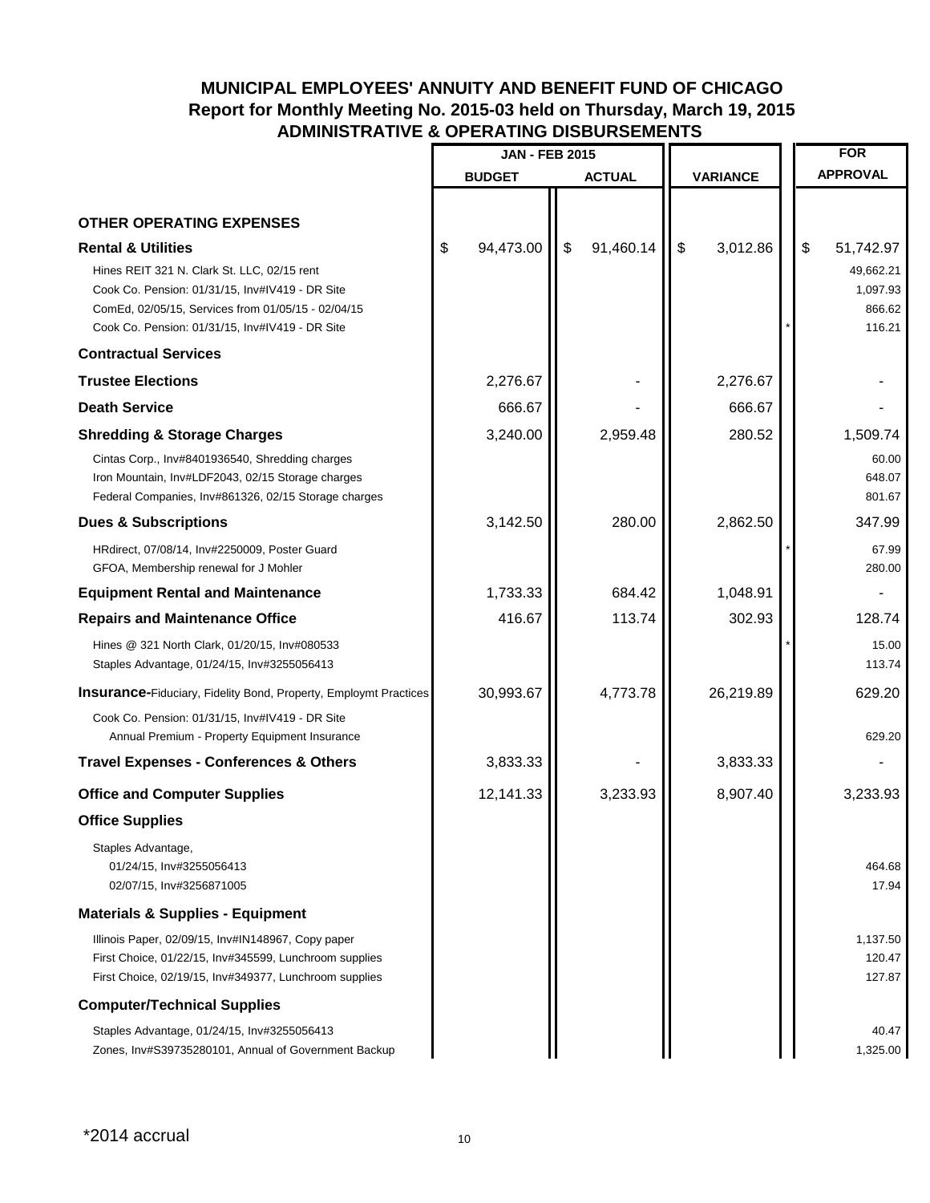# MUNICIPAL EMPLOYEES' ANNUITY AND BENEFIT FUND OF CHICAGO
## Report for Monthly Meeting No. 2015-03 held on Thursday, March 19, 2015
## ADMINISTRATIVE & OPERATING DISBURSEMENTS

| | JAN - FEB 2015 | | | | FOR |
|---|---|---|---|---|---|
| | BUDGET | ACTUAL | VARIANCE | | APPROVAL |
| **OTHER OPERATING EXPENSES** | | | | | |
| **Rental & Utilities** | $ 94,473.00 | $ 91,460.14 | $ 3,012.86 | | $ 51,742.97 |
| Hines REIT 321 N. Clark St. LLC, 02/15 rent | | | | | 49,662.21 |
| Cook Co. Pension: 01/31/15, Inv#IV419 - DR Site | | | | | 1,097.93 |
| ComEd, 02/05/15, Services from 01/05/15 - 02/04/15 | | | | | 866.62 |
| Cook Co. Pension: 01/31/15, Inv#IV419 - DR Site | | | | * | 116.21 |
| **Contractual Services** | | | | | |
| **Trustee Elections** | 2,276.67 | - | 2,276.67 | | - |
| **Death Service** | 666.67 | - | 666.67 | | - |
| **Shredding & Storage Charges** | 3,240.00 | 2,959.48 | 280.52 | | 1,509.74 |
| Cintas Corp., Inv#8401936540, Shredding charges | | | | | 60.00 |
| Iron Mountain, Inv#LDF2043, 02/15 Storage charges | | | | | 648.07 |
| Federal Companies, Inv#861326, 02/15 Storage charges | | | | | 801.67 |
| **Dues & Subscriptions** | 3,142.50 | 280.00 | 2,862.50 | | 347.99 |
| HRdirect, 07/08/14, Inv#2250009, Poster Guard | | | | * | 67.99 |
| GFOA, Membership renewal for J Mohler | | | | | 280.00 |
| **Equipment Rental and Maintenance** | 1,733.33 | 684.42 | 1,048.91 | | - |
| **Repairs and Maintenance Office** | 416.67 | 113.74 | 302.93 | | 128.74 |
| Hines @ 321 North Clark, 01/20/15, Inv#080533 | | | | * | 15.00 |
| Staples Advantage, 01/24/15, Inv#3255056413 | | | | | 113.74 |
| **Insurance**-Fiduciary, Fidelity Bond, Property, Employmt Practices | 30,993.67 | 4,773.78 | 26,219.89 | | 629.20 |
| Cook Co. Pension: 01/31/15, Inv#IV419 - DR Site<br>Annual Premium - Property Equipment Insurance | | | | | 629.20 |
| **Travel Expenses - Conferences & Others** | 3,833.33 | - | 3,833.33 | | - |
| **Office and Computer Supplies** | 12,141.33 | 3,233.93 | 8,907.40 | | 3,233.93 |
| **Office Supplies** | | | | | |
| Staples Advantage, | | | | | |
| 01/24/15, Inv#3255056413 | | | | | 464.68 |
| 02/07/15, Inv#3256871005 | | | | | 17.94 |
| **Materials & Supplies - Equipment** | | | | | |
| Illinois Paper, 02/09/15, Inv#IN148967, Copy paper | | | | | 1,137.50 |
| First Choice, 01/22/15, Inv#345599, Lunchroom supplies | | | | | 120.47 |
| First Choice, 02/19/15, Inv#349377, Lunchroom supplies | | | | | 127.87 |
| **Computer/Technical Supplies** | | | | | |
| Staples Advantage, 01/24/15, Inv#3255056413 | | | | | 40.47 |
| Zones, Inv#S39735280101, Annual of Government Backup | | | | | 1,325.00 |

*2014 accrual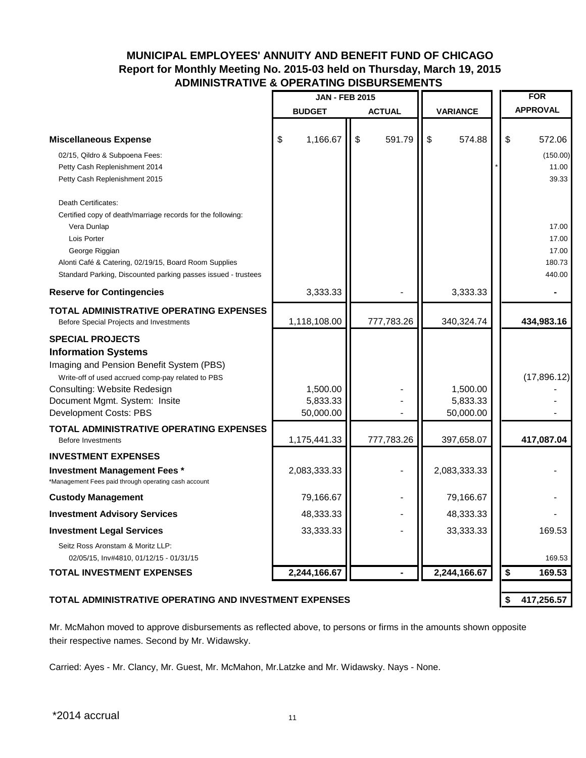# MUNICIPAL EMPLOYEES' ANNUITY AND BENEFIT FUND OF CHICAGO
## Report for Monthly Meeting No. 2015-03 held on Thursday, March 19, 2015
## ADMINISTRATIVE & OPERATING DISBURSEMENTS

| | JAN - FEB 2015 | | | FOR |
|---|---|---|---|---|
| | BUDGET | ACTUAL | VARIANCE | APPROVAL |
| **Miscellaneous Expense** | $ 1,166.67 | $ 591.79 | $ 574.88 | $ 572.06 |
| 02/15, Qildro & Subpoena Fees: | | | | (150.00) |
| Petty Cash Replenishment 2014 | | | | * 11.00 |
| Petty Cash Replenishment 2015 | | | | 39.33 |
| Death Certificates: | | | | |
| Certified copy of death/marriage records for the following: | | | | |
| Vera Dunlap | | | | 17.00 |
| Lois Porter | | | | 17.00 |
| George Riggian | | | | 17.00 |
| Alonti Café & Catering, 02/19/15, Board Room Supplies | | | | 180.73 |
| Standard Parking, Discounted parking passes issued - trustees | | | | 440.00 |
| **Reserve for Contingencies** | 3,333.33 | - | 3,333.33 | - |
| **TOTAL ADMINISTRATIVE OPERATING EXPENSES** Before Special Projects and Investments | 1,118,108.00 | 777,783.26 | 340,324.74 | **434,983.16** |
| **SPECIAL PROJECTS** | | | | |
| **Information Systems** | | | | |
| Imaging and Pension Benefit System (PBS) | | | | |
| Write-off of used accrued comp-pay related to PBS | | | | (17,896.12) |
| Consulting: Website Redesign | 1,500.00 | - | 1,500.00 | - |
| Document Mgmt. System: Insite | 5,833.33 | - | 5,833.33 | - |
| Development Costs: PBS | 50,000.00 | - | 50,000.00 | - |
| **TOTAL ADMINISTRATIVE OPERATING EXPENSES** Before Investments | 1,175,441.33 | 777,783.26 | 397,658.07 | **417,087.04** |
| **INVESTMENT EXPENSES** | | | | |
| **Investment Management Fees *** *Management Fees paid through operating cash account | 2,083,333.33 | - | 2,083,333.33 | - |
| **Custody Management** | 79,166.67 | - | 79,166.67 | - |
| **Investment Advisory Services** | 48,333.33 | - | 48,333.33 | - |
| **Investment Legal Services** | 33,333.33 | - | 33,333.33 | 169.53 |
| Seitz Ross Aronstam & Moritz LLP: | | | | |
| 02/05/15, Inv#4810, 01/12/15 - 01/31/15 | | | | 169.53 |
| **TOTAL INVESTMENT EXPENSES** | **2,244,166.67** | **-** | **2,244,166.67** | **$ 169.53** |
| **TOTAL ADMINISTRATIVE OPERATING AND INVESTMENT EXPENSES** | | | | **$ 417,256.57** |

Mr. McMahon moved to approve disbursements as reflected above, to persons or firms in the amounts shown opposite their respective names. Second by Mr. Widawsky.

Carried: Ayes - Mr. Clancy, Mr. Guest, Mr. McMahon, Mr.Latzke and Mr. Widawsky. Nays - None.

*2014 accrual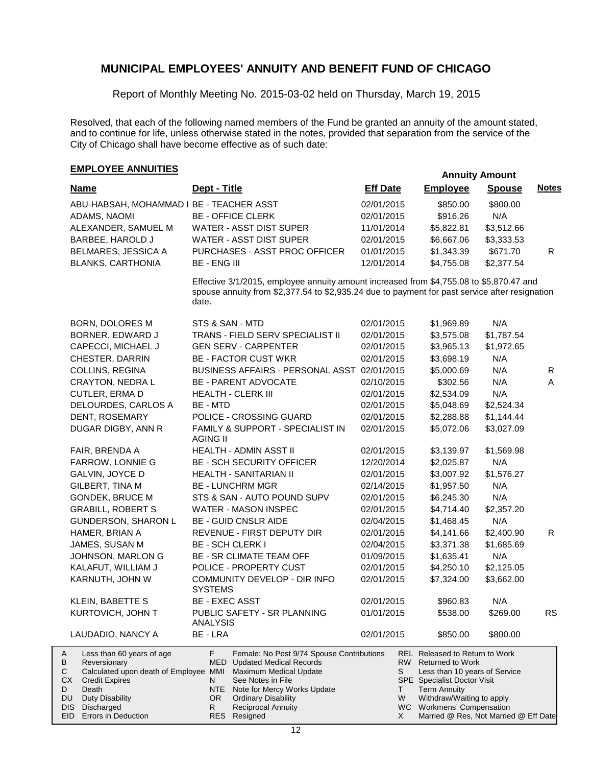# MUNICIPAL EMPLOYEES' ANNUITY AND BENEFIT FUND OF CHICAGO

Report of Monthly Meeting No. 2015-03-02 held on Thursday, March 19, 2015

Resolved, that each of the following named members of the Fund be granted an annuity of the amount stated, and to continue for life, unless otherwise stated in the notes, provided that separation from the service of the City of Chicago shall have become effective as of such date:

## EMPLOYEE ANNUITIES

| Name | Dept - Title | Eff Date | Annuity Amount Employee | Annuity Amount Spouse | Notes |
|---|---|---|---|---|---|
| ABU-HABSAH, MOHAMMAD I | BE - TEACHER ASST | 02/01/2015 | $850.00 | $800.00 | |
| ADAMS, NAOMI | BE - OFFICE CLERK | 02/01/2015 | $916.26 | N/A | |
| ALEXANDER, SAMUEL M | WATER - ASST DIST SUPER | 11/01/2014 | $5,822.81 | $3,512.66 | |
| BARBEE, HAROLD J | WATER - ASST DIST SUPER | 02/01/2015 | $6,667.06 | $3,333.53 | |
| BELMARES, JESSICA A | PURCHASES - ASST PROC OFFICER | 01/01/2015 | $1,343.39 | $671.70 | R |
| BLANKS, CARTHONIA | BE - ENG III | 12/01/2014 | $4,755.08 | $2,377.54 | |
| | Effective 3/1/2015, employee annuity amount increased from $4,755.08 to $5,870.47 and spouse annuity from $2,377.54 to $2,935.24 due to payment for past service after resignation date. | | | | |
| BORN, DOLORES M | STS & SAN - MTD | 02/01/2015 | $1,969.89 | N/A | |
| BORNER, EDWARD J | TRANS - FIELD SERV SPECIALIST II | 02/01/2015 | $3,575.08 | $1,787.54 | |
| CAPECCI, MICHAEL J | GEN SERV - CARPENTER | 02/01/2015 | $3,965.13 | $1,972.65 | |
| CHESTER, DARRIN | BE - FACTOR CUST WKR | 02/01/2015 | $3,698.19 | N/A | |
| COLLINS, REGINA | BUSINESS AFFAIRS - PERSONAL ASST | 02/01/2015 | $5,000.69 | N/A | R |
| CRAYTON, NEDRA L | BE - PARENT ADVOCATE | 02/10/2015 | $302.56 | N/A | A |
| CUTLER, ERMA D | HEALTH - CLERK III | 02/01/2015 | $2,534.09 | N/A | |
| DELOURDES, CARLOS A | BE - MTD | 02/01/2015 | $5,048.69 | $2,524.34 | |
| DENT, ROSEMARY | POLICE - CROSSING GUARD | 02/01/2015 | $2,288.88 | $1,144.44 | |
| DUGAR DIGBY, ANN R | FAMILY & SUPPORT - SPECIALIST IN AGING II | 02/01/2015 | $5,072.06 | $3,027.09 | |
| FAIR, BRENDA A | HEALTH - ADMIN ASST II | 02/01/2015 | $3,139.97 | $1,569.98 | |
| FARROW, LONNIE G | BE - SCH SECURITY OFFICER | 12/20/2014 | $2,025.87 | N/A | |
| GALVIN, JOYCE D | HEALTH - SANITARIAN II | 02/01/2015 | $3,007.92 | $1,576.27 | |
| GILBERT, TINA M | BE - LUNCHRM MGR | 02/14/2015 | $1,957.50 | N/A | |
| GONDEK, BRUCE M | STS & SAN - AUTO POUND SUPV | 02/01/2015 | $6,245.30 | N/A | |
| GRABILL, ROBERT S | WATER - MASON INSPEC | 02/01/2015 | $4,714.40 | $2,357.20 | |
| GUNDERSON, SHARON L | BE - GUID CNSLR AIDE | 02/04/2015 | $1,468.45 | N/A | |
| HAMER, BRIAN A | REVENUE - FIRST DEPUTY DIR | 02/01/2015 | $4,141.66 | $2,400.90 | R |
| JAMES, SUSAN M | BE - SCH CLERK I | 02/04/2015 | $3,371.38 | $1,685.69 | |
| JOHNSON, MARLON G | BE - SR CLIMATE TEAM OFF | 01/09/2015 | $1,635.41 | N/A | |
| KALAFUT, WILLIAM J | POLICE - PROPERTY CUST | 02/01/2015 | $4,250.10 | $2,125.05 | |
| KARNUTH, JOHN W | COMMUNITY DEVELOP - DIR INFO SYSTEMS | 02/01/2015 | $7,324.00 | $3,662.00 | |
| KLEIN, BABETTE S | BE - EXEC ASST | 02/01/2015 | $960.83 | N/A | |
| KURTOVICH, JOHN T | PUBLIC SAFETY - SR PLANNING ANALYSIS | 01/01/2015 | $538.00 | $269.00 | RS |
| LAUDADIO, NANCY A | BE - LRA | 02/01/2015 | $850.00 | $800.00 | |

| | | | | | |
|---|---|---|---|---|---|
| A | Less than 60 years of age | F | Female: No Post 9/74 Spouse Contributions | REL | Released to Return to Work |
| B | Reversionary | MED | Updated Medical Records | RW | Returned to Work |
| C | Calculated upon death of Employee | MMI | Maximum Medical Update | S | Less than 10 years of Service |
| CX | Credit Expires | N | See Notes in File | SPE | Specialist Doctor Visit |
| D | Death | NTE | Note for Mercy Works Update | T | Term Annuity |
| DU | Duty Disability | OR | Ordinary Disability | W | Withdraw/Waiting to apply |
| DIS | Discharged | R | Reciprocal Annuity | WC | Workmens' Compensation |
| EID | Errors in Deduction | RES | Resigned | X | Married @ Res, Not Married @ Eff Date |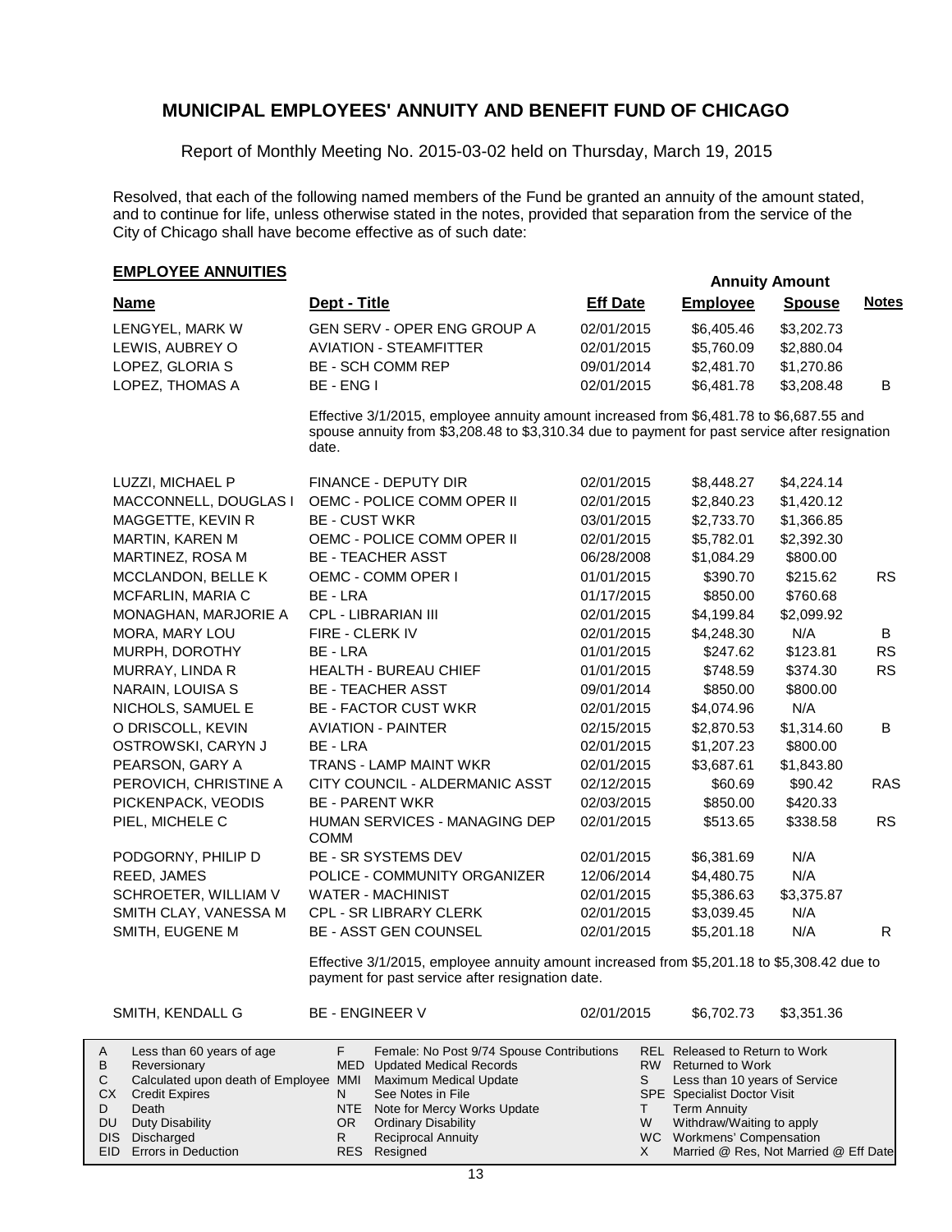# MUNICIPAL EMPLOYEES' ANNUITY AND BENEFIT FUND OF CHICAGO

Report of Monthly Meeting No. 2015-03-02 held on Thursday, March 19, 2015

Resolved, that each of the following named members of the Fund be granted an annuity of the amount stated, and to continue for life, unless otherwise stated in the notes, provided that separation from the service of the City of Chicago shall have become effective as of such date:

## EMPLOYEE ANNUITIES

| Name | Dept - Title | Eff Date | Annuity Amount Employee | Annuity Amount Spouse | Notes |
|---|---|---|---|---|---|
| LENGYEL, MARK W | GEN SERV - OPER ENG GROUP A | 02/01/2015 | $6,405.46 | $3,202.73 | |
| LEWIS, AUBREY O | AVIATION - STEAMFITTER | 02/01/2015 | $5,760.09 | $2,880.04 | |
| LOPEZ, GLORIA S | BE - SCH COMM REP | 09/01/2014 | $2,481.70 | $1,270.86 | |
| LOPEZ, THOMAS A | BE - ENG I | 02/01/2015 | $6,481.78 | $3,208.48 | B |
| | Effective 3/1/2015, employee annuity amount increased from $6,481.78 to $6,687.55 and spouse annuity from $3,208.48 to $3,310.34 due to payment for past service after resignation date. | | | | |
| LUZZI, MICHAEL P | FINANCE - DEPUTY DIR | 02/01/2015 | $8,448.27 | $4,224.14 | |
| MACCONNELL, DOUGLAS I | OEMC - POLICE COMM OPER II | 02/01/2015 | $2,840.23 | $1,420.12 | |
| MAGGETTE, KEVIN R | BE - CUST WKR | 03/01/2015 | $2,733.70 | $1,366.85 | |
| MARTIN, KAREN M | OEMC - POLICE COMM OPER II | 02/01/2015 | $5,782.01 | $2,392.30 | |
| MARTINEZ, ROSA M | BE - TEACHER ASST | 06/28/2008 | $1,084.29 | $800.00 | |
| MCCLANDON, BELLE K | OEMC - COMM OPER I | 01/01/2015 | $390.70 | $215.62 | RS |
| MCFARLIN, MARIA C | BE - LRA | 01/17/2015 | $850.00 | $760.68 | |
| MONAGHAN, MARJORIE A | CPL - LIBRARIAN III | 02/01/2015 | $4,199.84 | $2,099.92 | |
| MORA, MARY LOU | FIRE - CLERK IV | 02/01/2015 | $4,248.30 | N/A | B |
| MURPH, DOROTHY | BE - LRA | 01/01/2015 | $247.62 | $123.81 | RS |
| MURRAY, LINDA R | HEALTH - BUREAU CHIEF | 01/01/2015 | $748.59 | $374.30 | RS |
| NARAIN, LOUISA S | BE - TEACHER ASST | 09/01/2014 | $850.00 | $800.00 | |
| NICHOLS, SAMUEL E | BE - FACTOR CUST WKR | 02/01/2015 | $4,074.96 | N/A | |
| O DRISCOLL, KEVIN | AVIATION - PAINTER | 02/15/2015 | $2,870.53 | $1,314.60 | B |
| OSTROWSKI, CARYN J | BE - LRA | 02/01/2015 | $1,207.23 | $800.00 | |
| PEARSON, GARY A | TRANS - LAMP MAINT WKR | 02/01/2015 | $3,687.61 | $1,843.80 | |
| PEROVICH, CHRISTINE A | CITY COUNCIL - ALDERMANIC ASST | 02/12/2015 | $60.69 | $90.42 | RAS |
| PICKENPACK, VEODIS | BE - PARENT WKR | 02/03/2015 | $850.00 | $420.33 | |
| PIEL, MICHELE C | HUMAN SERVICES - MANAGING DEP COMM | 02/01/2015 | $513.65 | $338.58 | RS |
| PODGORNY, PHILIP D | BE - SR SYSTEMS DEV | 02/01/2015 | $6,381.69 | N/A | |
| REED, JAMES | POLICE - COMMUNITY ORGANIZER | 12/06/2014 | $4,480.75 | N/A | |
| SCHROETER, WILLIAM V | WATER - MACHINIST | 02/01/2015 | $5,386.63 | $3,375.87 | |
| SMITH CLAY, VANESSA M | CPL - SR LIBRARY CLERK | 02/01/2015 | $3,039.45 | N/A | |
| SMITH, EUGENE M | BE - ASST GEN COUNSEL | 02/01/2015 | $5,201.18 | N/A | R |
| | Effective 3/1/2015, employee annuity amount increased from $5,201.18 to $5,308.42 due to payment for past service after resignation date. | | | | |
| SMITH, KENDALL G | BE - ENGINEER V | 02/01/2015 | $6,702.73 | $3,351.36 | |

| Code | Description | Code | Description | Code | Description |
|---|---|---|---|---|---|
| A | Less than 60 years of age | F | Female: No Post 9/74 Spouse Contributions | REL | Released to Return to Work |
| B | Reversionary | MED | Updated Medical Records | RW | Returned to Work |
| C | Calculated upon death of Employee | MMI | Maximum Medical Update | S | Less than 10 years of Service |
| CX | Credit Expires | N | See Notes in File | SPE | Specialist Doctor Visit |
| D | Death | NTE | Note for Mercy Works Update | T | Term Annuity |
| DU | Duty Disability | OR | Ordinary Disability | W | Withdraw/Waiting to apply |
| DIS | Discharged | R | Reciprocal Annuity | WC | Workmens' Compensation |
| EID | Errors in Deduction | RES | Resigned | X | Married @ Res, Not Married @ Eff Date |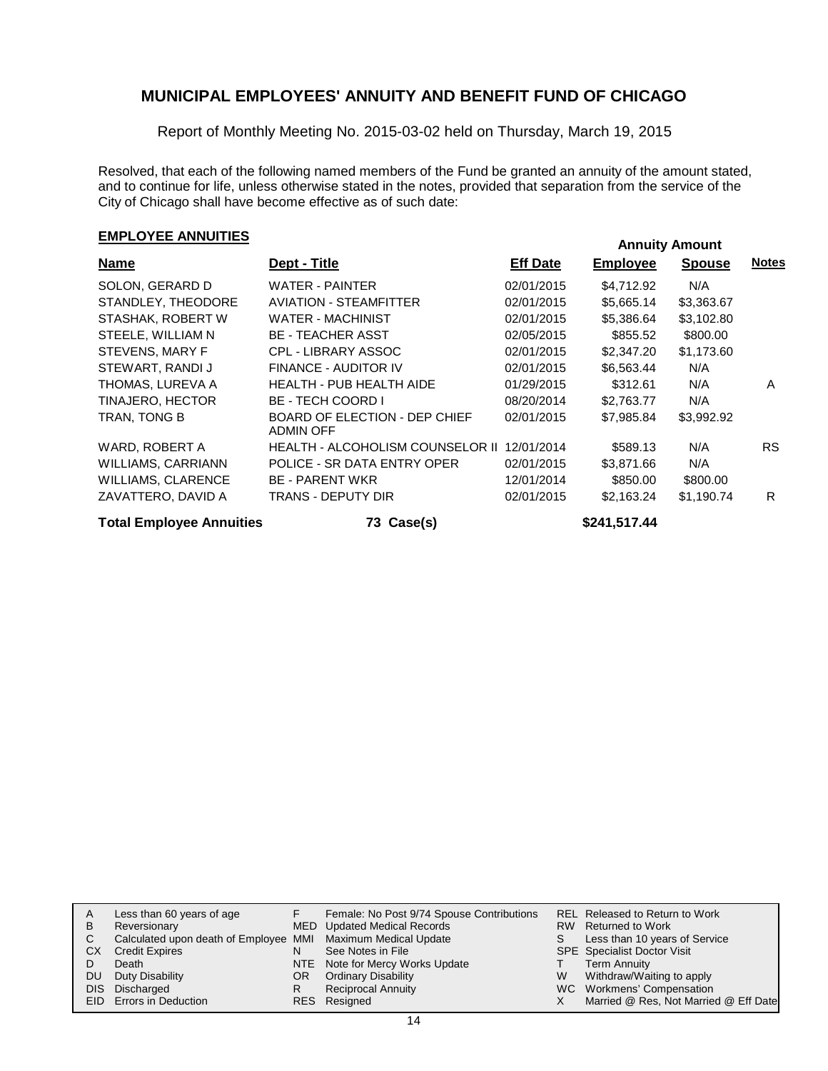# MUNICIPAL EMPLOYEES' ANNUITY AND BENEFIT FUND OF CHICAGO

Report of Monthly Meeting No. 2015-03-02 held on Thursday, March 19, 2015

Resolved, that each of the following named members of the Fund be granted an annuity of the amount stated, and to continue for life, unless otherwise stated in the notes, provided that separation from the service of the City of Chicago shall have become effective as of such date:

## EMPLOYEE ANNUITIES

| Name | Dept - Title | Eff Date | Annuity Amount Employee | Annuity Amount Spouse | Notes |
|---|---|---|---|---|---|
| SOLON, GERARD D | WATER - PAINTER | 02/01/2015 | $4,712.92 | N/A | |
| STANDLEY, THEODORE | AVIATION - STEAMFITTER | 02/01/2015 | $5,665.14 | $3,363.67 | |
| STASHAK, ROBERT W | WATER - MACHINIST | 02/01/2015 | $5,386.64 | $3,102.80 | |
| STEELE, WILLIAM N | BE - TEACHER ASST | 02/05/2015 | $855.52 | $800.00 | |
| STEVENS, MARY F | CPL - LIBRARY ASSOC | 02/01/2015 | $2,347.20 | $1,173.60 | |
| STEWART, RANDI J | FINANCE - AUDITOR IV | 02/01/2015 | $6,563.44 | N/A | |
| THOMAS, LUREVA A | HEALTH - PUB HEALTH AIDE | 01/29/2015 | $312.61 | N/A | A |
| TINAJERO, HECTOR | BE - TECH COORD I | 08/20/2014 | $2,763.77 | N/A | |
| TRAN, TONG B | BOARD OF ELECTION - DEP CHIEF ADMIN OFF | 02/01/2015 | $7,985.84 | $3,992.92 | |
| WARD, ROBERT A | HEALTH - ALCOHOLISM COUNSELOR II | 12/01/2014 | $589.13 | N/A | RS |
| WILLIAMS, CARRIANN | POLICE - SR DATA ENTRY OPER | 02/01/2015 | $3,871.66 | N/A | |
| WILLIAMS, CLARENCE | BE - PARENT WKR | 12/01/2014 | $850.00 | $800.00 | |
| ZAVATTERO, DAVID A | TRANS - DEPUTY DIR | 02/01/2015 | $2,163.24 | $1,190.74 | R |
| **Total Employee Annuities** | **73 Case(s)** | | **$241,517.44** | | |

| | | | | | |
|---|---|---|---|---|---|
| A | Less than 60 years of age | F | Female: No Post 9/74 Spouse Contributions | REL | Released to Return to Work |
| B | Reversionary | MED | Updated Medical Records | RW | Returned to Work |
| C | Calculated upon death of Employee | MMI | Maximum Medical Update | S | Less than 10 years of Service |
| CX | Credit Expires | N | See Notes in File | SPE | Specialist Doctor Visit |
| D | Death | NTE | Note for Mercy Works Update | T | Term Annuity |
| DU | Duty Disability | OR | Ordinary Disability | W | Withdraw/Waiting to apply |
| DIS | Discharged | R | Reciprocal Annuity | WC | Workmens' Compensation |
| EID | Errors in Deduction | RES | Resigned | X | Married @ Res, Not Married @ Eff Date |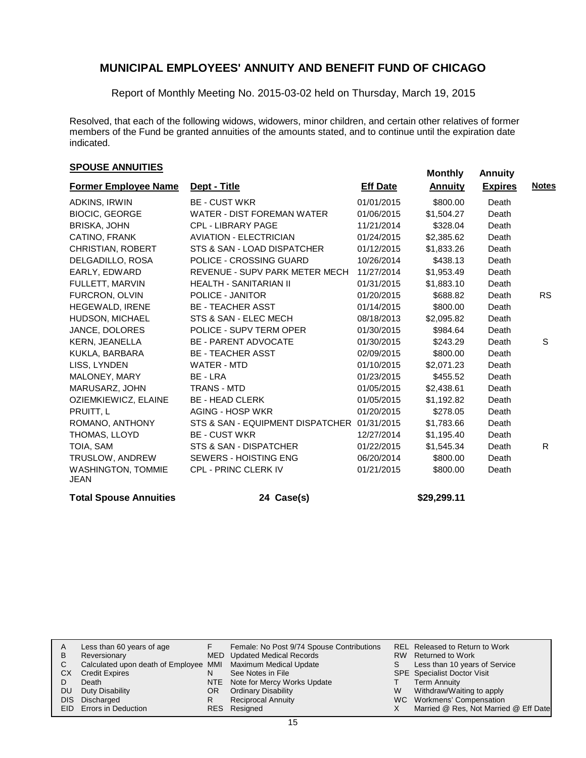# MUNICIPAL EMPLOYEES' ANNUITY AND BENEFIT FUND OF CHICAGO

Report of Monthly Meeting No. 2015-03-02 held on Thursday, March 19, 2015

Resolved, that each of the following widows, widowers, minor children, and certain other relatives of former members of the Fund be granted annuities of the amounts stated, and to continue until the expiration date indicated.

## SPOUSE ANNUITIES

| Former Employee Name | Dept - Title | Eff Date | Monthly Annuity | Annuity Expires | Notes |
|---|---|---|---|---|---|
| ADKINS, IRWIN | BE - CUST WKR | 01/01/2015 | $800.00 | Death | |
| BIOCIC, GEORGE | WATER - DIST FOREMAN WATER | 01/06/2015 | $1,504.27 | Death | |
| BRISKA, JOHN | CPL - LIBRARY PAGE | 11/21/2014 | $328.04 | Death | |
| CATINO, FRANK | AVIATION - ELECTRICIAN | 01/24/2015 | $2,385.62 | Death | |
| CHRISTIAN, ROBERT | STS & SAN - LOAD DISPATCHER | 01/12/2015 | $1,833.26 | Death | |
| DELGADILLO, ROSA | POLICE - CROSSING GUARD | 10/26/2014 | $438.13 | Death | |
| EARLY, EDWARD | REVENUE - SUPV PARK METER MECH | 11/27/2014 | $1,953.49 | Death | |
| FULLETT, MARVIN | HEALTH - SANITARIAN II | 01/31/2015 | $1,883.10 | Death | |
| FURCRON, OLVIN | POLICE - JANITOR | 01/20/2015 | $688.82 | Death | RS |
| HEGEWALD, IRENE | BE - TEACHER ASST | 01/14/2015 | $800.00 | Death | |
| HUDSON, MICHAEL | STS & SAN - ELEC MECH | 08/18/2013 | $2,095.82 | Death | |
| JANCE, DOLORES | POLICE - SUPV TERM OPER | 01/30/2015 | $984.64 | Death | |
| KERN, JEANELLA | BE - PARENT ADVOCATE | 01/30/2015 | $243.29 | Death | S |
| KUKLA, BARBARA | BE - TEACHER ASST | 02/09/2015 | $800.00 | Death | |
| LISS, LYNDEN | WATER - MTD | 01/10/2015 | $2,071.23 | Death | |
| MALONEY, MARY | BE - LRA | 01/23/2015 | $455.52 | Death | |
| MARUSARZ, JOHN | TRANS - MTD | 01/05/2015 | $2,438.61 | Death | |
| OZIEMKIEWICZ, ELAINE | BE - HEAD CLERK | 01/05/2015 | $1,192.82 | Death | |
| PRUITT, L | AGING - HOSP WKR | 01/20/2015 | $278.05 | Death | |
| ROMANO, ANTHONY | STS & SAN - EQUIPMENT DISPATCHER | 01/31/2015 | $1,783.66 | Death | |
| THOMAS, LLOYD | BE - CUST WKR | 12/27/2014 | $1,195.40 | Death | |
| TOIA, SAM | STS & SAN - DISPATCHER | 01/22/2015 | $1,545.34 | Death | R |
| TRUSLOW, ANDREW | SEWERS - HOISTING ENG | 06/20/2014 | $800.00 | Death | |
| WASHINGTON, TOMMIE JEAN | CPL - PRINC CLERK IV | 01/21/2015 | $800.00 | Death | |
| **Total Spouse Annuities** | **24 Case(s)** | | **$29,299.11** | | |

| | | | | | |
|---|---|---|---|---|---|
| A | Less than 60 years of age | F | Female: No Post 9/74 Spouse Contributions | REL | Released to Return to Work |
| B | Reversionary | MED | Updated Medical Records | RW | Returned to Work |
| C | Calculated upon death of Employee | MMI | Maximum Medical Update | S | Less than 10 years of Service |
| CX | Credit Expires | N | See Notes in File | SPE | Specialist Doctor Visit |
| D | Death | NTE | Note for Mercy Works Update | T | Term Annuity |
| DU | Duty Disability | OR | Ordinary Disability | W | Withdraw/Waiting to apply |
| DIS | Discharged | R | Reciprocal Annuity | WC | Workmens' Compensation |
| EID | Errors in Deduction | RES | Resigned | X | Married @ Res, Not Married @ Eff Date |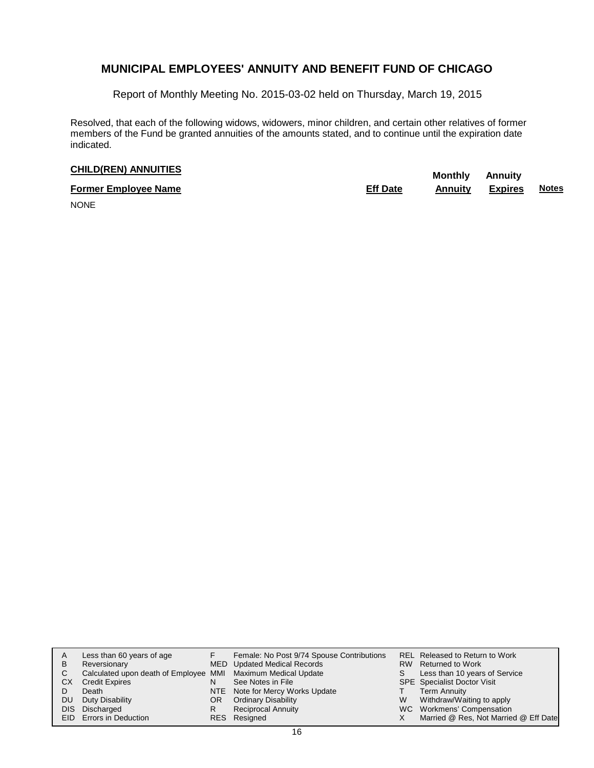# MUNICIPAL EMPLOYEES' ANNUITY AND BENEFIT FUND OF CHICAGO

Report of Monthly Meeting No. 2015-03-02 held on Thursday, March 19, 2015

Resolved, that each of the following widows, widowers, minor children, and certain other relatives of former members of the Fund be granted annuities of the amounts stated, and to continue until the expiration date indicated.

**CHILD(REN) ANNUITIES**

| Former Employee Name | Eff Date | Monthly Annuity | Annuity Expires | Notes |
|---|---|---|---|---|
| NONE | | | | |

| | | | | | |
|---|---|---|---|---|---|
| A | Less than 60 years of age | F | Female: No Post 9/74 Spouse Contributions | REL | Released to Return to Work |
| B | Reversionary | MED | Updated Medical Records | RW | Returned to Work |
| C | Calculated upon death of Employee | MMI | Maximum Medical Update | S | Less than 10 years of Service |
| CX | Credit Expires | N | See Notes in File | SPE | Specialist Doctor Visit |
| D | Death | NTE | Note for Mercy Works Update | T | Term Annuity |
| DU | Duty Disability | OR | Ordinary Disability | W | Withdraw/Waiting to apply |
| DIS | Discharged | R | Reciprocal Annuity | WC | Workmens' Compensation |
| EID | Errors in Deduction | RES | Resigned | X | Married @ Res, Not Married @ Eff Date |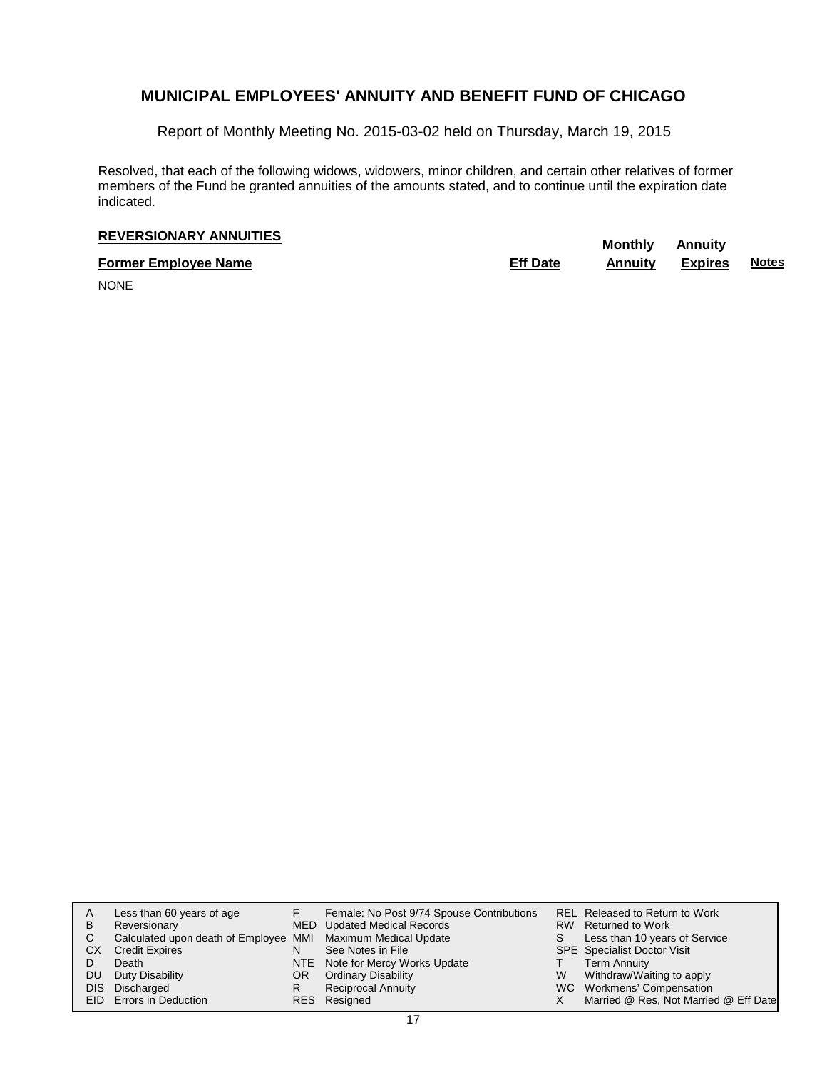# MUNICIPAL EMPLOYEES' ANNUITY AND BENEFIT FUND OF CHICAGO

Report of Monthly Meeting No. 2015-03-02 held on Thursday, March 19, 2015

Resolved, that each of the following widows, widowers, minor children, and certain other relatives of former members of the Fund be granted annuities of the amounts stated, and to continue until the expiration date indicated.

**REVERSIONARY ANNUITIES**

| Former Employee Name | Eff Date | Monthly Annuity | Annuity Expires | Notes |
|---|---|---|---|---|
| NONE | | | | |

| | | | | | |
|---|---|---|---|---|---|
| A | Less than 60 years of age | F | Female: No Post 9/74 Spouse Contributions | REL | Released to Return to Work |
| B | Reversionary | MED | Updated Medical Records | RW | Returned to Work |
| C | Calculated upon death of Employee | MMI | Maximum Medical Update | S | Less than 10 years of Service |
| CX | Credit Expires | N | See Notes in File | SPE | Specialist Doctor Visit |
| D | Death | NTE | Note for Mercy Works Update | T | Term Annuity |
| DU | Duty Disability | OR | Ordinary Disability | W | Withdraw/Waiting to apply |
| DIS | Discharged | R | Reciprocal Annuity | WC | Workmens' Compensation |
| EID | Errors in Deduction | RES | Resigned | X | Married @ Res, Not Married @ Eff Date |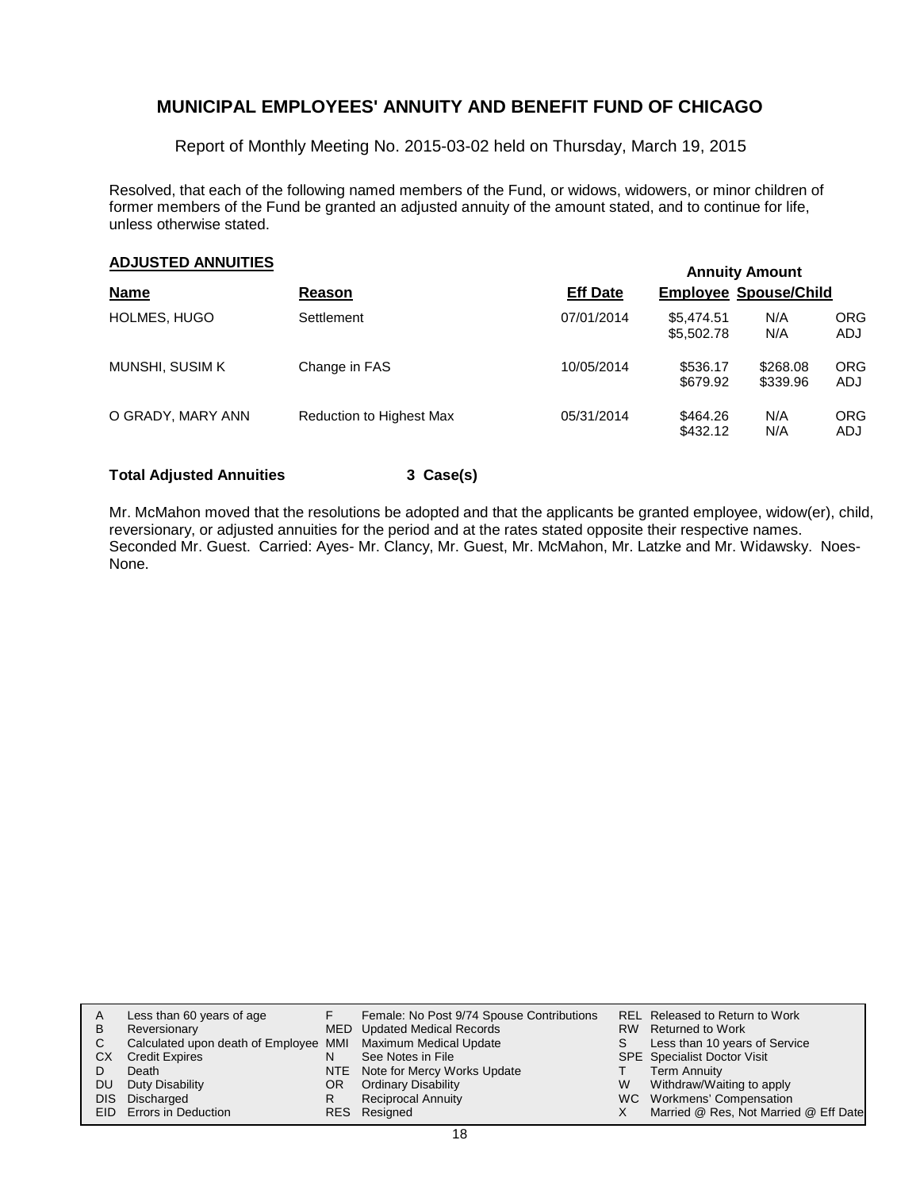# MUNICIPAL EMPLOYEES' ANNUITY AND BENEFIT FUND OF CHICAGO

Report of Monthly Meeting No. 2015-03-02 held on Thursday, March 19, 2015

Resolved, that each of the following named members of the Fund, or widows, widowers, or minor children of former members of the Fund be granted an adjusted annuity of the amount stated, and to continue for life, unless otherwise stated.

## ADJUSTED ANNUITIES

| Name | Reason | Eff Date | Annuity Amount Employee | Annuity Amount Spouse/Child | |
|---|---|---|---|---|---|
| HOLMES, HUGO | Settlement | 07/01/2014 | $5,474.51 | N/A | ORG |
| | | | $5,502.78 | N/A | ADJ |
| MUNSHI, SUSIM K | Change in FAS | 10/05/2014 | $536.17 | $268.08 | ORG |
| | | | $679.92 | $339.96 | ADJ |
| O GRADY, MARY ANN | Reduction to Highest Max | 05/31/2014 | $464.26 | N/A | ORG |
| | | | $432.12 | N/A | ADJ |

**Total Adjusted Annuities** **3 Case(s)**

Mr. McMahon moved that the resolutions be adopted and that the applicants be granted employee, widow(er), child, reversionary, or adjusted annuities for the period and at the rates stated opposite their respective names. Seconded Mr. Guest. Carried: Ayes- Mr. Clancy, Mr. Guest, Mr. McMahon, Mr. Latzke and Mr. Widawsky. Noes- None.

| | | | | | |
|---|---|---|---|---|---|
| A | Less than 60 years of age | F | Female: No Post 9/74 Spouse Contributions | REL | Released to Return to Work |
| B | Reversionary | MED | Updated Medical Records | RW | Returned to Work |
| C | Calculated upon death of Employee | MMI | Maximum Medical Update | S | Less than 10 years of Service |
| CX | Credit Expires | N | See Notes in File | SPE | Specialist Doctor Visit |
| D | Death | NTE | Note for Mercy Works Update | T | Term Annuity |
| DU | Duty Disability | OR | Ordinary Disability | W | Withdraw/Waiting to apply |
| DIS | Discharged | R | Reciprocal Annuity | WC | Workmens' Compensation |
| EID | Errors in Deduction | RES | Resigned | X | Married @ Res, Not Married @ Eff Date |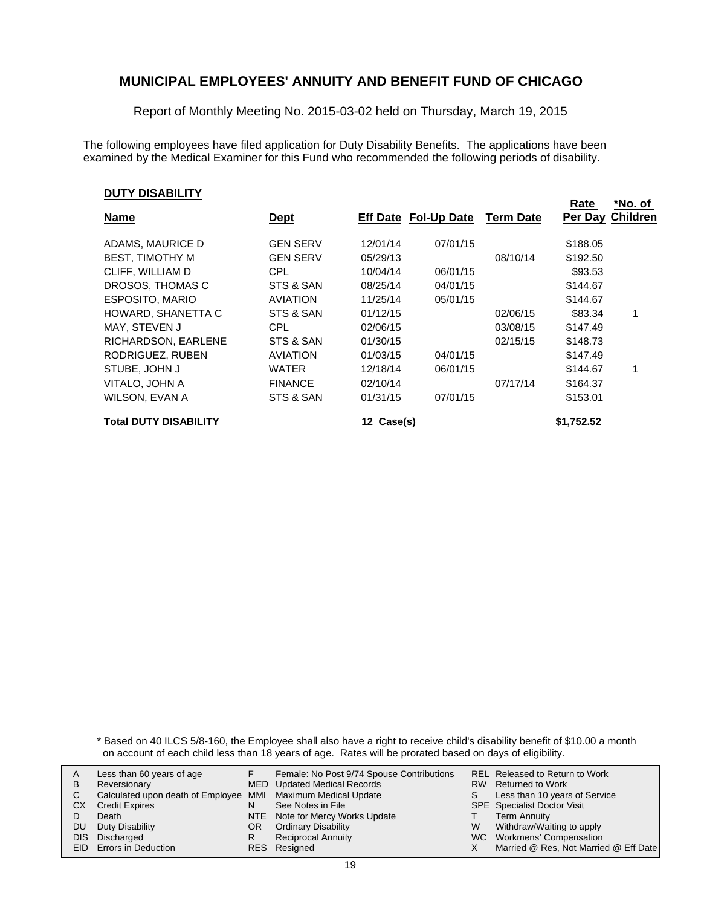# MUNICIPAL EMPLOYEES' ANNUITY AND BENEFIT FUND OF CHICAGO

Report of Monthly Meeting No. 2015-03-02 held on Thursday, March 19, 2015

The following employees have filed application for Duty Disability Benefits. The applications have been examined by the Medical Examiner for this Fund who recommended the following periods of disability.

## DUTY DISABILITY

| Name | Dept | Eff Date | Fol-Up Date | Term Date | Rate Per Day | *No. of Children |
|---|---|---|---|---|---|---|
| ADAMS, MAURICE D | GEN SERV | 12/01/14 | 07/01/15 | | $188.05 | |
| BEST, TIMOTHY M | GEN SERV | 05/29/13 | | 08/10/14 | $192.50 | |
| CLIFF, WILLIAM D | CPL | 10/04/14 | 06/01/15 | | $93.53 | |
| DROSOS, THOMAS C | STS & SAN | 08/25/14 | 04/01/15 | | $144.67 | |
| ESPOSITO, MARIO | AVIATION | 11/25/14 | 05/01/15 | | $144.67 | |
| HOWARD, SHANETTA C | STS & SAN | 01/12/15 | | 02/06/15 | $83.34 | 1 |
| MAY, STEVEN J | CPL | 02/06/15 | | 03/08/15 | $147.49 | |
| RICHARDSON, EARLENE | STS & SAN | 01/30/15 | | 02/15/15 | $148.73 | |
| RODRIGUEZ, RUBEN | AVIATION | 01/03/15 | 04/01/15 | | $147.49 | |
| STUBE, JOHN J | WATER | 12/18/14 | 06/01/15 | | $144.67 | 1 |
| VITALO, JOHN A | FINANCE | 02/10/14 | | 07/17/14 | $164.37 | |
| WILSON, EVAN A | STS & SAN | 01/31/15 | 07/01/15 | | $153.01 | |
| **Total DUTY DISABILITY** | | **12 Case(s)** | | | **$1,752.52** | |

* Based on 40 ILCS 5/8-160, the Employee shall also have a right to receive child's disability benefit of $10.00 a month on account of each child less than 18 years of age. Rates will be prorated based on days of eligibility.

| | | | | | |
|---|---|---|---|---|---|
| A | Less than 60 years of age | F | Female: No Post 9/74 Spouse Contributions | REL | Released to Return to Work |
| B | Reversionary | MED | Updated Medical Records | RW | Returned to Work |
| C | Calculated upon death of Employee | MMI | Maximum Medical Update | S | Less than 10 years of Service |
| CX | Credit Expires | N | See Notes in File | SPE | Specialist Doctor Visit |
| D | Death | NTE | Note for Mercy Works Update | T | Term Annuity |
| DU | Duty Disability | OR | Ordinary Disability | W | Withdraw/Waiting to apply |
| DIS | Discharged | R | Reciprocal Annuity | WC | Workmens' Compensation |
| EID | Errors in Deduction | RES | Resigned | X | Married @ Res, Not Married @ Eff Date |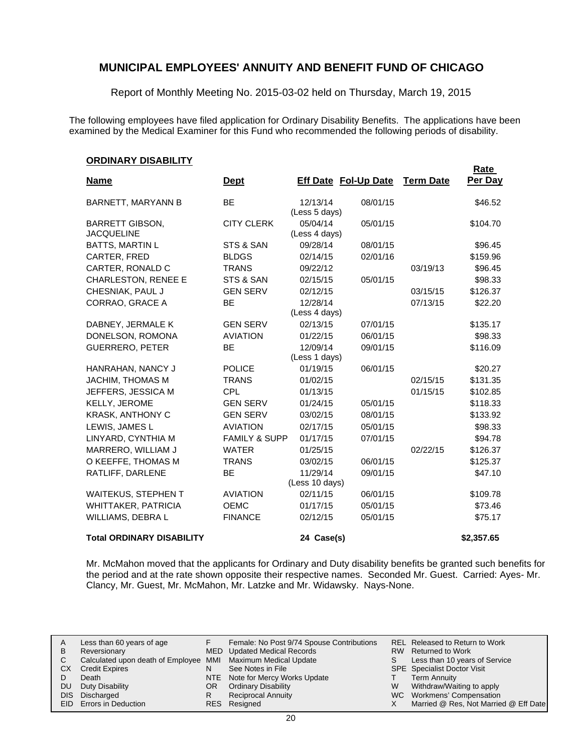# MUNICIPAL EMPLOYEES' ANNUITY AND BENEFIT FUND OF CHICAGO

Report of Monthly Meeting No. 2015-03-02 held on Thursday, March 19, 2015

The following employees have filed application for Ordinary Disability Benefits. The applications have been examined by the Medical Examiner for this Fund who recommended the following periods of disability.

## ORDINARY DISABILITY

| Name | Dept | Eff Date | Fol-Up Date | Term Date | Rate Per Day |
|---|---|---|---|---|---|
| BARNETT, MARYANN B | BE | 12/13/14 (Less 5 days) | 08/01/15 | | $46.52 |
| BARRETT GIBSON, JACQUELINE | CITY CLERK | 05/04/14 (Less 4 days) | 05/01/15 | | $104.70 |
| BATTS, MARTIN L | STS & SAN | 09/28/14 | 08/01/15 | | $96.45 |
| CARTER, FRED | BLDGS | 02/14/15 | 02/01/16 | | $159.96 |
| CARTER, RONALD C | TRANS | 09/22/12 | | 03/19/13 | $96.45 |
| CHARLESTON, RENEE E | STS & SAN | 02/15/15 | 05/01/15 | | $98.33 |
| CHESNIAK, PAUL J | GEN SERV | 02/12/15 | | 03/15/15 | $126.37 |
| CORRAO, GRACE A | BE | 12/28/14 (Less 4 days) | | 07/13/15 | $22.20 |
| DABNEY, JERMALE K | GEN SERV | 02/13/15 | 07/01/15 | | $135.17 |
| DONELSON, ROMONA | AVIATION | 01/22/15 | 06/01/15 | | $98.33 |
| GUERRERO, PETER | BE | 12/09/14 (Less 1 days) | 09/01/15 | | $116.09 |
| HANRAHAN, NANCY J | POLICE | 01/19/15 | 06/01/15 | | $20.27 |
| JACHIM, THOMAS M | TRANS | 01/02/15 | | 02/15/15 | $131.35 |
| JEFFERS, JESSICA M | CPL | 01/13/15 | | 01/15/15 | $102.85 |
| KELLY, JEROME | GEN SERV | 01/24/15 | 05/01/15 | | $118.33 |
| KRASK, ANTHONY C | GEN SERV | 03/02/15 | 08/01/15 | | $133.92 |
| LEWIS, JAMES L | AVIATION | 02/17/15 | 05/01/15 | | $98.33 |
| LINYARD, CYNTHIA M | FAMILY & SUPP | 01/17/15 | 07/01/15 | | $94.78 |
| MARRERO, WILLIAM J | WATER | 01/25/15 | | 02/22/15 | $126.37 |
| O KEEFFE, THOMAS M | TRANS | 03/02/15 | 06/01/15 | | $125.37 |
| RATLIFF, DARLENE | BE | 11/29/14 (Less 10 days) | 09/01/15 | | $47.10 |
| WAITEKUS, STEPHEN T | AVIATION | 02/11/15 | 06/01/15 | | $109.78 |
| WHITTAKER, PATRICIA | OEMC | 01/17/15 | 05/01/15 | | $73.46 |
| WILLIAMS, DEBRA L | FINANCE | 02/12/15 | 05/01/15 | | $75.17 |
| **Total ORDINARY DISABILITY** | | **24 Case(s)** | | | **$2,357.65** |

Mr. McMahon moved that the applicants for Ordinary and Duty disability benefits be granted such benefits for the period and at the rate shown opposite their respective names. Seconded Mr. Guest. Carried: Ayes- Mr. Clancy, Mr. Guest, Mr. McMahon, Mr. Latzke and Mr. Widawsky. Nays-None.

| | | | | | |
|---|---|---|---|---|---|
| A | Less than 60 years of age | F | Female: No Post 9/74 Spouse Contributions | REL | Released to Return to Work |
| B | Reversionary | MED | Updated Medical Records | RW | Returned to Work |
| C | Calculated upon death of Employee | MMI | Maximum Medical Update | S | Less than 10 years of Service |
| CX | Credit Expires | N | See Notes in File | SPE | Specialist Doctor Visit |
| D | Death | NTE | Note for Mercy Works Update | T | Term Annuity |
| DU | Duty Disability | OR | Ordinary Disability | W | Withdraw/Waiting to apply |
| DIS | Discharged | R | Reciprocal Annuity | WC | Workmens' Compensation |
| EID | Errors in Deduction | RES | Resigned | X | Married @ Res, Not Married @ Eff Date |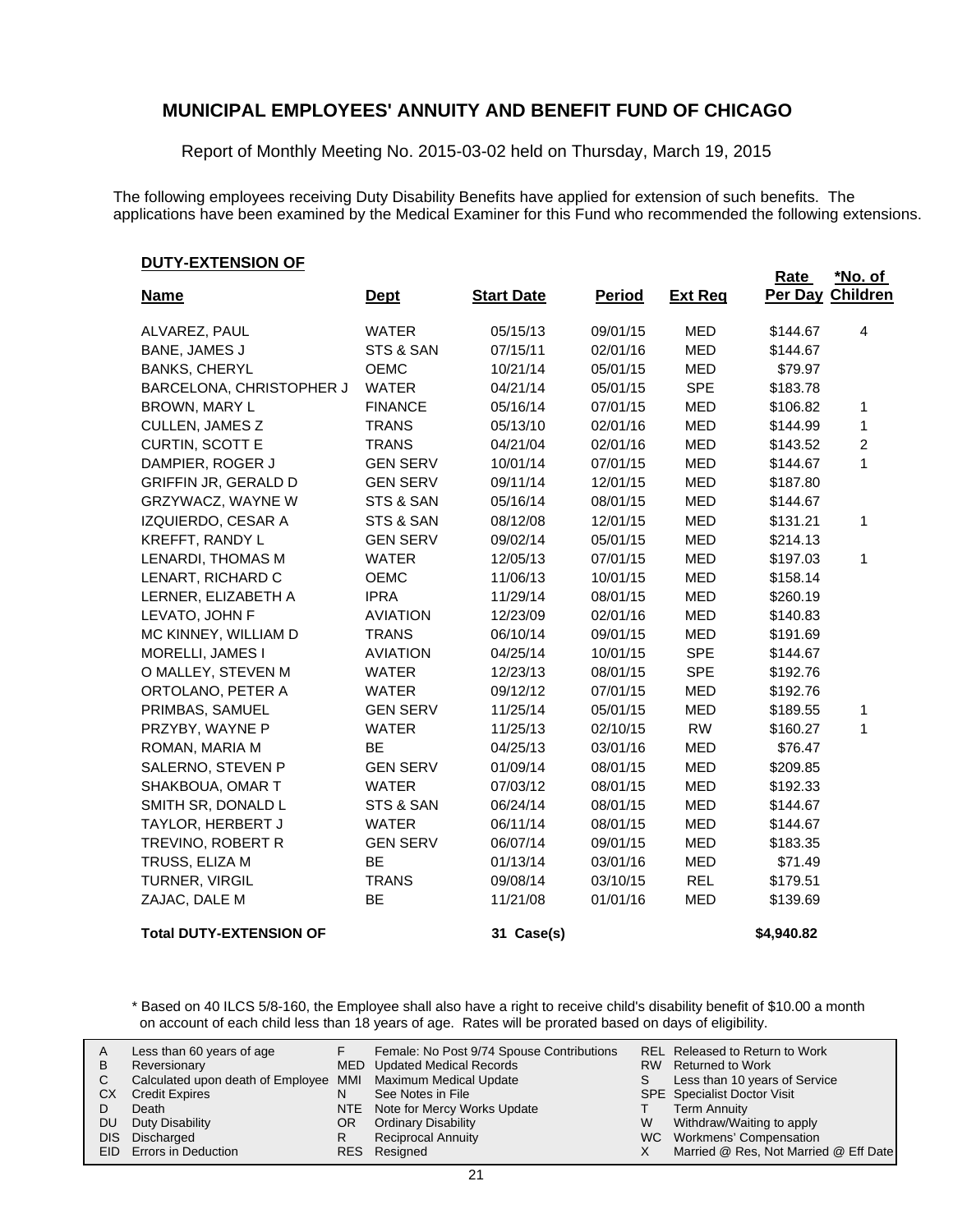## MUNICIPAL EMPLOYEES' ANNUITY AND BENEFIT FUND OF CHICAGO

Report of Monthly Meeting No. 2015-03-02 held on Thursday, March 19, 2015

The following employees receiving Duty Disability Benefits have applied for extension of such benefits. The applications have been examined by the Medical Examiner for this Fund who recommended the following extensions.

**DUTY-EXTENSION OF**

| Name | Dept | Start Date | Period | Ext Req | Rate Per Day | *No. of Children |
|---|---|---|---|---|---|---|
| ALVAREZ, PAUL | WATER | 05/15/13 | 09/01/15 | MED | $144.67 | 4 |
| BANE, JAMES J | STS & SAN | 07/15/11 | 02/01/16 | MED | $144.67 | |
| BANKS, CHERYL | OEMC | 10/21/14 | 05/01/15 | MED | $79.97 | |
| BARCELONA, CHRISTOPHER J | WATER | 04/21/14 | 05/01/15 | SPE | $183.78 | |
| BROWN, MARY L | FINANCE | 05/16/14 | 07/01/15 | MED | $106.82 | 1 |
| CULLEN, JAMES Z | TRANS | 05/13/10 | 02/01/16 | MED | $144.99 | 1 |
| CURTIN, SCOTT E | TRANS | 04/21/04 | 02/01/16 | MED | $143.52 | 2 |
| DAMPIER, ROGER J | GEN SERV | 10/01/14 | 07/01/15 | MED | $144.67 | 1 |
| GRIFFIN JR, GERALD D | GEN SERV | 09/11/14 | 12/01/15 | MED | $187.80 | |
| GRZYWACZ, WAYNE W | STS & SAN | 05/16/14 | 08/01/15 | MED | $144.67 | |
| IZQUIERDO, CESAR A | STS & SAN | 08/12/08 | 12/01/15 | MED | $131.21 | 1 |
| KREFFT, RANDY L | GEN SERV | 09/02/14 | 05/01/15 | MED | $214.13 | |
| LENARDI, THOMAS M | WATER | 12/05/13 | 07/01/15 | MED | $197.03 | 1 |
| LENART, RICHARD C | OEMC | 11/06/13 | 10/01/15 | MED | $158.14 | |
| LERNER, ELIZABETH A | IPRA | 11/29/14 | 08/01/15 | MED | $260.19 | |
| LEVATO, JOHN F | AVIATION | 12/23/09 | 02/01/16 | MED | $140.83 | |
| MC KINNEY, WILLIAM D | TRANS | 06/10/14 | 09/01/15 | MED | $191.69 | |
| MORELLI, JAMES I | AVIATION | 04/25/14 | 10/01/15 | SPE | $144.67 | |
| O MALLEY, STEVEN M | WATER | 12/23/13 | 08/01/15 | SPE | $192.76 | |
| ORTOLANO, PETER A | WATER | 09/12/12 | 07/01/15 | MED | $192.76 | |
| PRIMBAS, SAMUEL | GEN SERV | 11/25/14 | 05/01/15 | MED | $189.55 | 1 |
| PRZYBY, WAYNE P | WATER | 11/25/13 | 02/10/15 | RW | $160.27 | 1 |
| ROMAN, MARIA M | BE | 04/25/13 | 03/01/16 | MED | $76.47 | |
| SALERNO, STEVEN P | GEN SERV | 01/09/14 | 08/01/15 | MED | $209.85 | |
| SHAKBOUA, OMAR T | WATER | 07/03/12 | 08/01/15 | MED | $192.33 | |
| SMITH SR, DONALD L | STS & SAN | 06/24/14 | 08/01/15 | MED | $144.67 | |
| TAYLOR, HERBERT J | WATER | 06/11/14 | 08/01/15 | MED | $144.67 | |
| TREVINO, ROBERT R | GEN SERV | 06/07/14 | 09/01/15 | MED | $183.35 | |
| TRUSS, ELIZA M | BE | 01/13/14 | 03/01/16 | MED | $71.49 | |
| TURNER, VIRGIL | TRANS | 09/08/14 | 03/10/15 | REL | $179.51 | |
| ZAJAC, DALE M | BE | 11/21/08 | 01/01/16 | MED | $139.69 | |
| **Total DUTY-EXTENSION OF** | | **31 Case(s)** | | | **$4,940.82** | |

\* Based on 40 ILCS 5/8-160, the Employee shall also have a right to receive child's disability benefit of $10.00 a month on account of each child less than 18 years of age. Rates will be prorated based on days of eligibility.

| | | | | | |
|---|---|---|---|---|---|
| A | Less than 60 years of age | F | Female: No Post 9/74 Spouse Contributions | REL | Released to Return to Work |
| B | Reversionary | MED | Updated Medical Records | RW | Returned to Work |
| C | Calculated upon death of Employee | MMI | Maximum Medical Update | S | Less than 10 years of Service |
| CX | Credit Expires | N | See Notes in File | SPE | Specialist Doctor Visit |
| D | Death | NTE | Note for Mercy Works Update | T | Term Annuity |
| DU | Duty Disability | OR | Ordinary Disability | W | Withdraw/Waiting to apply |
| DIS | Discharged | R | Reciprocal Annuity | WC | Workmens' Compensation |
| EID | Errors in Deduction | RES | Resigned | X | Married @ Res, Not Married @ Eff Date |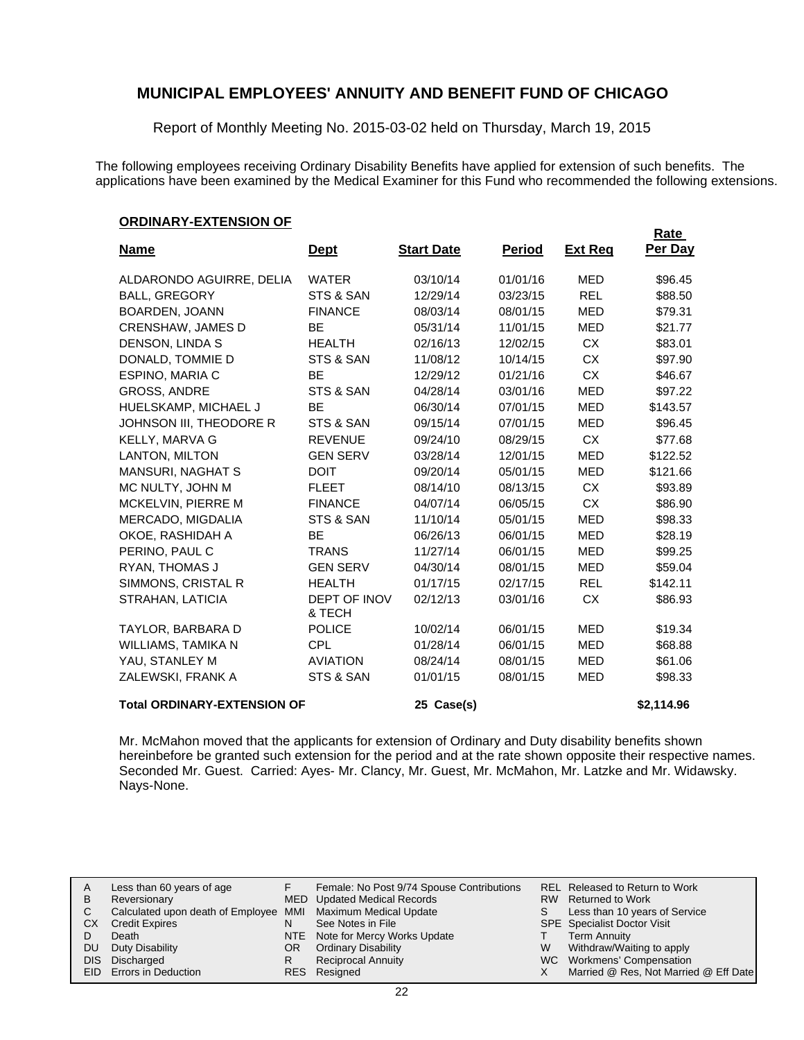# MUNICIPAL EMPLOYEES' ANNUITY AND BENEFIT FUND OF CHICAGO

Report of Monthly Meeting No. 2015-03-02 held on Thursday, March 19, 2015

The following employees receiving Ordinary Disability Benefits have applied for extension of such benefits. The applications have been examined by the Medical Examiner for this Fund who recommended the following extensions.

**ORDINARY-EXTENSION OF**

| Name | Dept | Start Date | Period | Ext Req | Rate Per Day |
|---|---|---|---|---|---|
| ALDARONDO AGUIRRE, DELIA | WATER | 03/10/14 | 01/01/16 | MED | $96.45 |
| BALL, GREGORY | STS & SAN | 12/29/14 | 03/23/15 | REL | $88.50 |
| BOARDEN, JOANN | FINANCE | 08/03/14 | 08/01/15 | MED | $79.31 |
| CRENSHAW, JAMES D | BE | 05/31/14 | 11/01/15 | MED | $21.77 |
| DENSON, LINDA S | HEALTH | 02/16/13 | 12/02/15 | CX | $83.01 |
| DONALD, TOMMIE D | STS & SAN | 11/08/12 | 10/14/15 | CX | $97.90 |
| ESPINO, MARIA C | BE | 12/29/12 | 01/21/16 | CX | $46.67 |
| GROSS, ANDRE | STS & SAN | 04/28/14 | 03/01/16 | MED | $97.22 |
| HUELSKAMP, MICHAEL J | BE | 06/30/14 | 07/01/15 | MED | $143.57 |
| JOHNSON III, THEODORE R | STS & SAN | 09/15/14 | 07/01/15 | MED | $96.45 |
| KELLY, MARVA G | REVENUE | 09/24/10 | 08/29/15 | CX | $77.68 |
| LANTON, MILTON | GEN SERV | 03/28/14 | 12/01/15 | MED | $122.52 |
| MANSURI, NAGHAT S | DOIT | 09/20/14 | 05/01/15 | MED | $121.66 |
| MC NULTY, JOHN M | FLEET | 08/14/10 | 08/13/15 | CX | $93.89 |
| MCKELVIN, PIERRE M | FINANCE | 04/07/14 | 06/05/15 | CX | $86.90 |
| MERCADO, MIGDALIA | STS & SAN | 11/10/14 | 05/01/15 | MED | $98.33 |
| OKOE, RASHIDAH A | BE | 06/26/13 | 06/01/15 | MED | $28.19 |
| PERINO, PAUL C | TRANS | 11/27/14 | 06/01/15 | MED | $99.25 |
| RYAN, THOMAS J | GEN SERV | 04/30/14 | 08/01/15 | MED | $59.04 |
| SIMMONS, CRISTAL R | HEALTH | 01/17/15 | 02/17/15 | REL | $142.11 |
| STRAHAN, LATICIA | DEPT OF INOV & TECH | 02/12/13 | 03/01/16 | CX | $86.93 |
| TAYLOR, BARBARA D | POLICE | 10/02/14 | 06/01/15 | MED | $19.34 |
| WILLIAMS, TAMIKA N | CPL | 01/28/14 | 06/01/15 | MED | $68.88 |
| YAU, STANLEY M | AVIATION | 08/24/14 | 08/01/15 | MED | $61.06 |
| ZALEWSKI, FRANK A | STS & SAN | 01/01/15 | 08/01/15 | MED | $98.33 |
| **Total ORDINARY-EXTENSION OF** | | **25 Case(s)** | | | **$2,114.96** |

Mr. McMahon moved that the applicants for extension of Ordinary and Duty disability benefits shown hereinbefore be granted such extension for the period and at the rate shown opposite their respective names. Seconded Mr. Guest. Carried: Ayes- Mr. Clancy, Mr. Guest, Mr. McMahon, Mr. Latzke and Mr. Widawsky. Nays-None.

| | | | | | |
|---|---|---|---|---|---|
| A | Less than 60 years of age | F | Female: No Post 9/74 Spouse Contributions | REL | Released to Return to Work |
| B | Reversionary | MED | Updated Medical Records | RW | Returned to Work |
| C | Calculated upon death of Employee | MMI | Maximum Medical Update | S | Less than 10 years of Service |
| CX | Credit Expires | N | See Notes in File | SPE | Specialist Doctor Visit |
| D | Death | NTE | Note for Mercy Works Update | T | Term Annuity |
| DU | Duty Disability | OR | Ordinary Disability | W | Withdraw/Waiting to apply |
| DIS | Discharged | R | Reciprocal Annuity | WC | Workmens' Compensation |
| EID | Errors in Deduction | RES | Resigned | X | Married @ Res, Not Married @ Eff Date |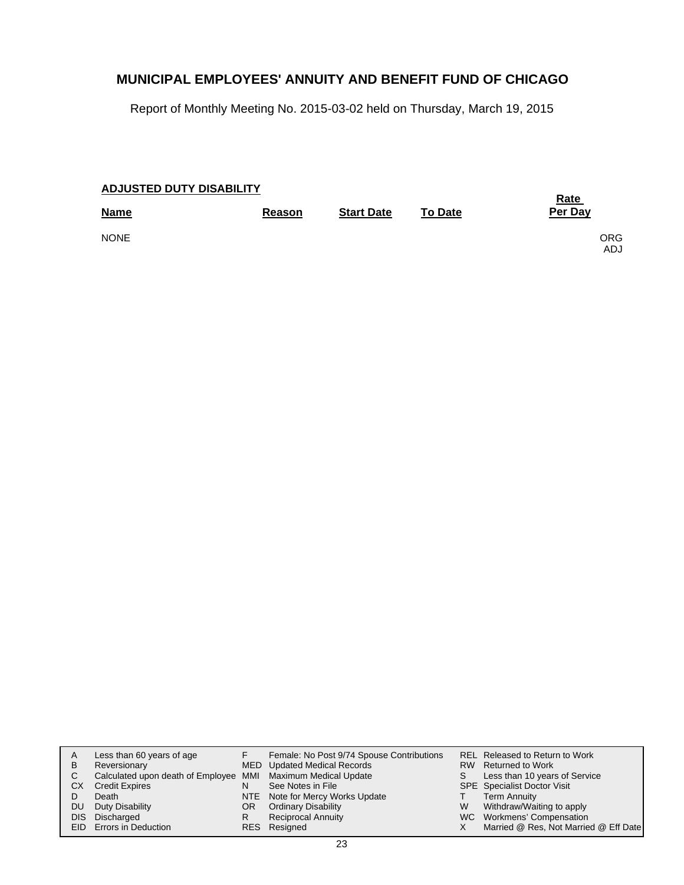# MUNICIPAL EMPLOYEES' ANNUITY AND BENEFIT FUND OF CHICAGO

Report of Monthly Meeting No. 2015-03-02 held on Thursday, March 19, 2015

## ADJUSTED DUTY DISABILITY

| Name | Reason | Start Date | To Date | Rate Per Day |
|---|---|---|---|---|
| NONE | | | | ORG ADJ |

| | | | | | |
|---|---|---|---|---|---|
| A | Less than 60 years of age | F | Female: No Post 9/74 Spouse Contributions | REL | Released to Return to Work |
| B | Reversionary | MED | Updated Medical Records | RW | Returned to Work |
| C | Calculated upon death of Employee | MMI | Maximum Medical Update | S | Less than 10 years of Service |
| CX | Credit Expires | N | See Notes in File | SPE | Specialist Doctor Visit |
| D | Death | NTE | Note for Mercy Works Update | T | Term Annuity |
| DU | Duty Disability | OR | Ordinary Disability | W | Withdraw/Waiting to apply |
| DIS | Discharged | R | Reciprocal Annuity | WC | Workmens' Compensation |
| EID | Errors in Deduction | RES | Resigned | X | Married @ Res, Not Married @ Eff Date |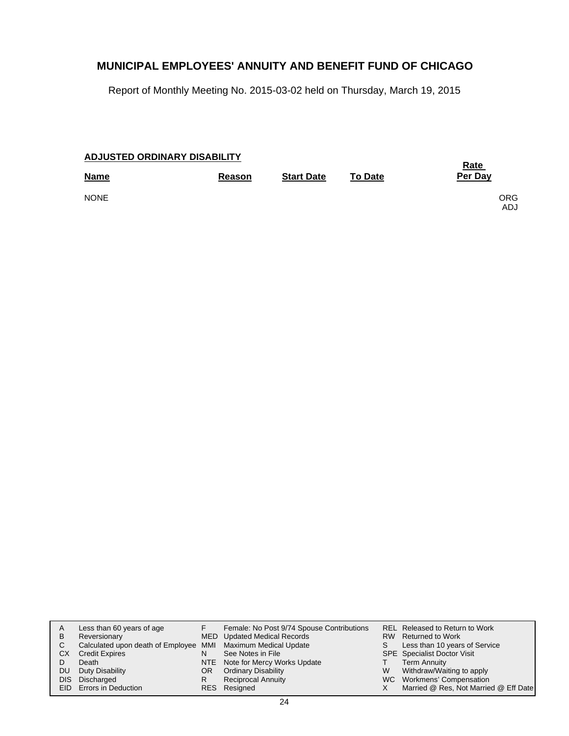# MUNICIPAL EMPLOYEES' ANNUITY AND BENEFIT FUND OF CHICAGO

Report of Monthly Meeting No. 2015-03-02 held on Thursday, March 19, 2015

**ADJUSTED ORDINARY DISABILITY**

| Name | Reason | Start Date | To Date | Rate Per Day |
|---|---|---|---|---|
| NONE | | | | ORG<br>ADJ |

| | | | | | |
|---|---|---|---|---|---|
| A | Less than 60 years of age | F | Female: No Post 9/74 Spouse Contributions | REL | Released to Return to Work |
| B | Reversionary | MED | Updated Medical Records | RW | Returned to Work |
| C | Calculated upon death of Employee | MMI | Maximum Medical Update | S | Less than 10 years of Service |
| CX | Credit Expires | N | See Notes in File | SPE | Specialist Doctor Visit |
| D | Death | NTE | Note for Mercy Works Update | T | Term Annuity |
| DU | Duty Disability | OR | Ordinary Disability | W | Withdraw/Waiting to apply |
| DIS | Discharged | R | Reciprocal Annuity | WC | Workmens' Compensation |
| EID | Errors in Deduction | RES | Resigned | X | Married @ Res, Not Married @ Eff Date |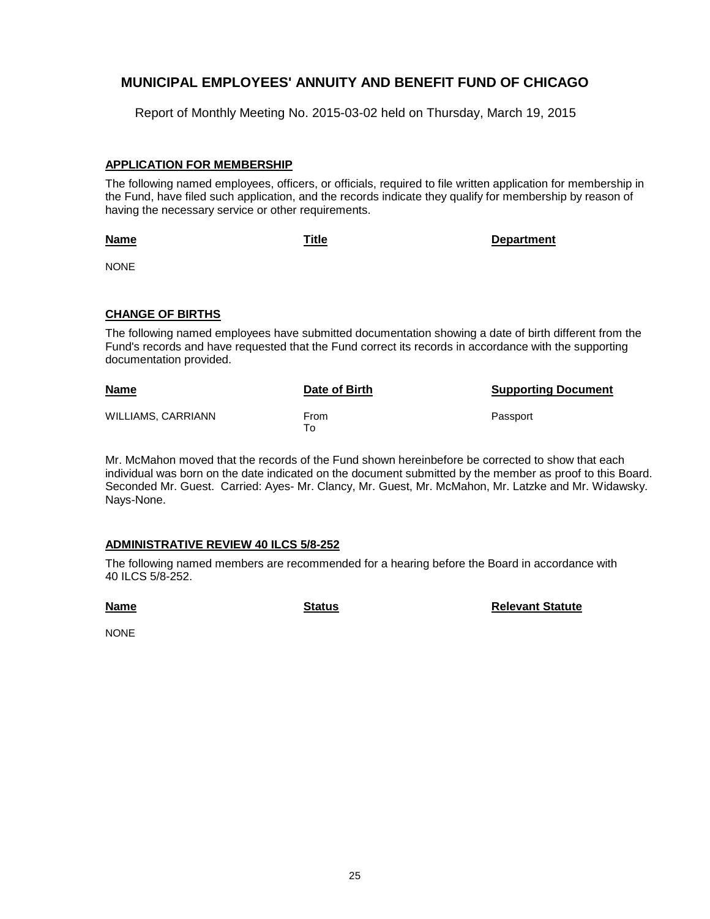# MUNICIPAL EMPLOYEES' ANNUITY AND BENEFIT FUND OF CHICAGO

Report of Monthly Meeting No. 2015-03-02 held on Thursday, March 19, 2015

## APPLICATION FOR MEMBERSHIP

The following named employees, officers, or officials, required to file written application for membership in the Fund, have filed such application, and the records indicate they qualify for membership by reason of having the necessary service or other requirements.

| Name | Title | Department |
|---|---|---|
| NONE | | |

## CHANGE OF BIRTHS

The following named employees have submitted documentation showing a date of birth different from the Fund's records and have requested that the Fund correct its records in accordance with the supporting documentation provided.

| Name | Date of Birth | Supporting Document |
|---|---|---|
| WILLIAMS, CARRIANN | From<br>To | Passport |

Mr. McMahon moved that the records of the Fund shown hereinbefore be corrected to show that each individual was born on the date indicated on the document submitted by the member as proof to this Board. Seconded Mr. Guest. Carried: Ayes- Mr. Clancy, Mr. Guest, Mr. McMahon, Mr. Latzke and Mr. Widawsky. Nays-None.

## ADMINISTRATIVE REVIEW 40 ILCS 5/8-252

The following named members are recommended for a hearing before the Board in accordance with 40 ILCS 5/8-252.

| Name | Status | Relevant Statute |
|---|---|---|
| NONE | | |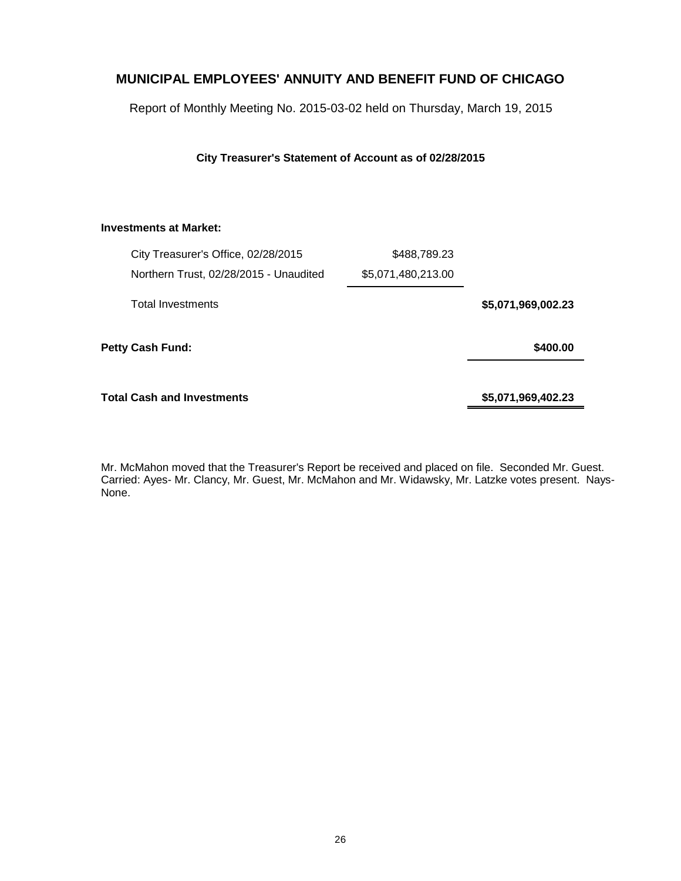# MUNICIPAL EMPLOYEES' ANNUITY AND BENEFIT FUND OF CHICAGO

Report of Monthly Meeting No. 2015-03-02 held on Thursday, March 19, 2015

**City Treasurer's Statement of Account as of 02/28/2015**

| | | |
|---|---|---|
| **Investments at Market:** | | |
| City Treasurer's Office, 02/28/2015 | $488,789.23 | |
| Northern Trust, 02/28/2015 - Unaudited | $5,071,480,213.00 | |
| Total Investments | | **$5,071,969,002.23** |
| **Petty Cash Fund:** | | **$400.00** |
| **Total Cash and Investments** | | **$5,071,969,402.23** |

Mr. McMahon moved that the Treasurer's Report be received and placed on file. Seconded Mr. Guest. Carried: Ayes- Mr. Clancy, Mr. Guest, Mr. McMahon and Mr. Widawsky, Mr. Latzke votes present. Nays- None.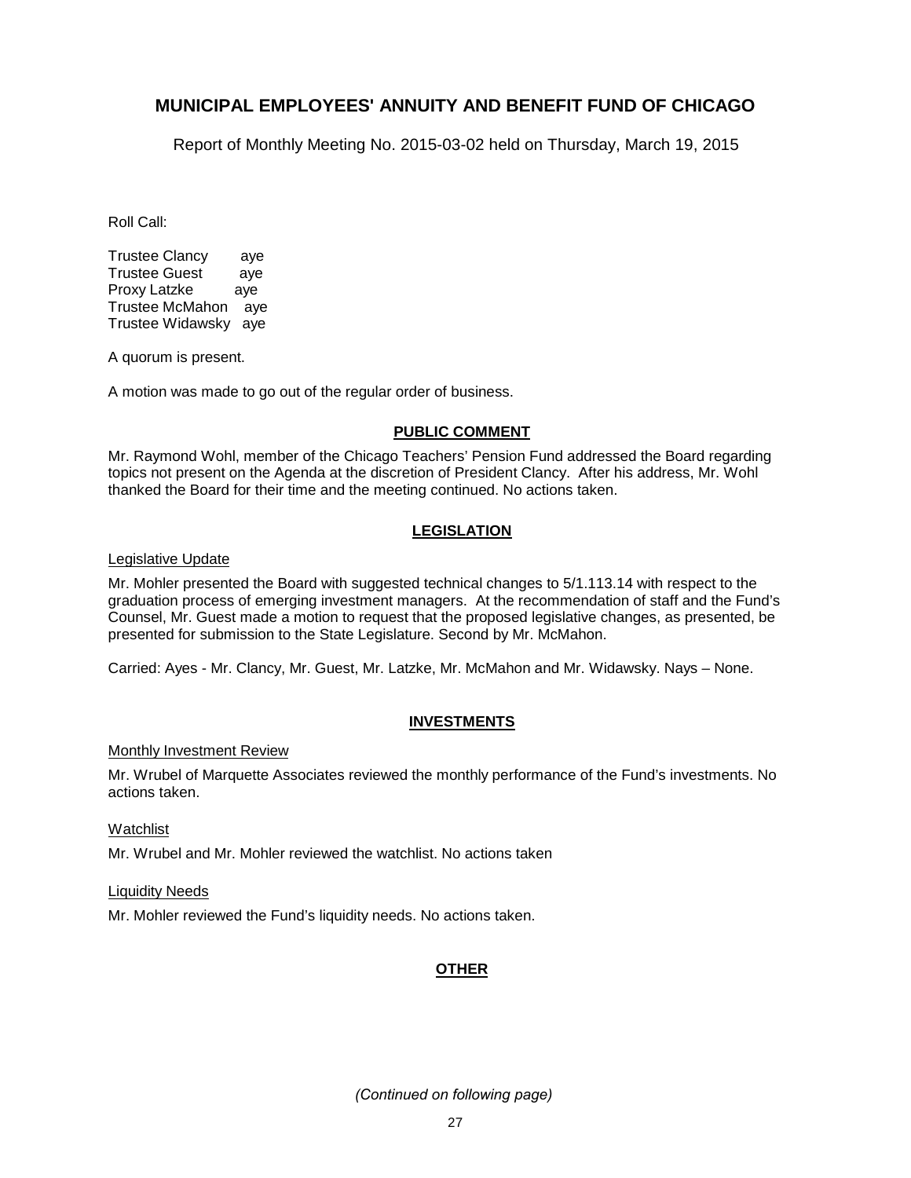# MUNICIPAL EMPLOYEES' ANNUITY AND BENEFIT FUND OF CHICAGO

Report of Monthly Meeting No. 2015-03-02 held on Thursday, March 19, 2015

Roll Call:

Trustee Clancy aye
Trustee Guest aye
Proxy Latzke aye
Trustee McMahon aye
Trustee Widawsky aye

A quorum is present.

A motion was made to go out of the regular order of business.

## PUBLIC COMMENT

Mr. Raymond Wohl, member of the Chicago Teachers' Pension Fund addressed the Board regarding topics not present on the Agenda at the discretion of President Clancy. After his address, Mr. Wohl thanked the Board for their time and the meeting continued. No actions taken.

## LEGISLATION

Legislative Update

Mr. Mohler presented the Board with suggested technical changes to 5/1.113.14 with respect to the graduation process of emerging investment managers. At the recommendation of staff and the Fund's Counsel, Mr. Guest made a motion to request that the proposed legislative changes, as presented, be presented for submission to the State Legislature. Second by Mr. McMahon.

Carried: Ayes - Mr. Clancy, Mr. Guest, Mr. Latzke, Mr. McMahon and Mr. Widawsky. Nays – None.

## INVESTMENTS

Monthly Investment Review

Mr. Wrubel of Marquette Associates reviewed the monthly performance of the Fund's investments. No actions taken.

Watchlist

Mr. Wrubel and Mr. Mohler reviewed the watchlist. No actions taken

Liquidity Needs

Mr. Mohler reviewed the Fund's liquidity needs. No actions taken.

## OTHER

*(Continued on following page)*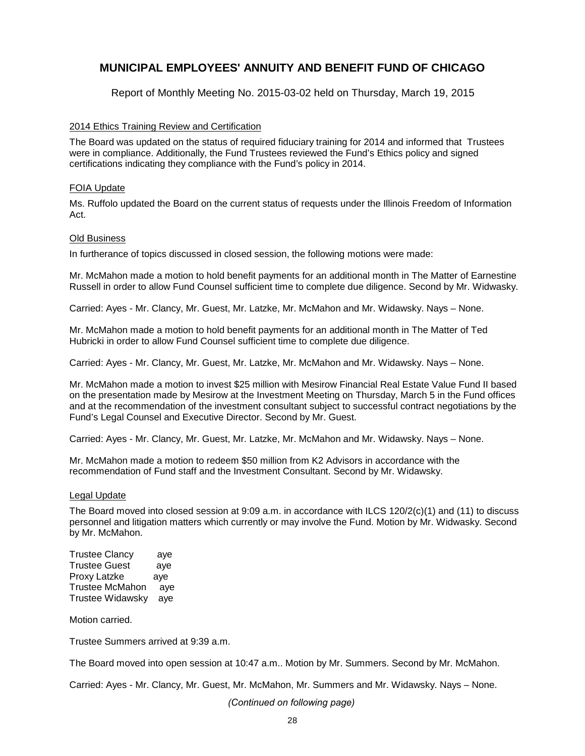# MUNICIPAL EMPLOYEES' ANNUITY AND BENEFIT FUND OF CHICAGO

Report of Monthly Meeting No. 2015-03-02 held on Thursday, March 19, 2015

2014 Ethics Training Review and Certification

The Board was updated on the status of required fiduciary training for 2014 and informed that Trustees were in compliance. Additionally, the Fund Trustees reviewed the Fund's Ethics policy and signed certifications indicating they compliance with the Fund's policy in 2014.

FOIA Update

Ms. Ruffolo updated the Board on the current status of requests under the Illinois Freedom of Information Act.

Old Business

In furtherance of topics discussed in closed session, the following motions were made:

Mr. McMahon made a motion to hold benefit payments for an additional month in The Matter of Earnestine Russell in order to allow Fund Counsel sufficient time to complete due diligence. Second by Mr. Widwasky.

Carried: Ayes - Mr. Clancy, Mr. Guest, Mr. Latzke, Mr. McMahon and Mr. Widawsky. Nays – None.

Mr. McMahon made a motion to hold benefit payments for an additional month in The Matter of Ted Hubricki in order to allow Fund Counsel sufficient time to complete due diligence.

Carried: Ayes - Mr. Clancy, Mr. Guest, Mr. Latzke, Mr. McMahon and Mr. Widawsky. Nays – None.

Mr. McMahon made a motion to invest $25 million with Mesirow Financial Real Estate Value Fund II based on the presentation made by Mesirow at the Investment Meeting on Thursday, March 5 in the Fund offices and at the recommendation of the investment consultant subject to successful contract negotiations by the Fund's Legal Counsel and Executive Director. Second by Mr. Guest.

Carried: Ayes - Mr. Clancy, Mr. Guest, Mr. Latzke, Mr. McMahon and Mr. Widawsky. Nays – None.

Mr. McMahon made a motion to redeem $50 million from K2 Advisors in accordance with the recommendation of Fund staff and the Investment Consultant. Second by Mr. Widawsky.

Legal Update

The Board moved into closed session at 9:09 a.m. in accordance with ILCS 120/2(c)(1) and (11) to discuss personnel and litigation matters which currently or may involve the Fund. Motion by Mr. Widwasky. Second by Mr. McMahon.

Trustee Clancy aye
Trustee Guest aye
Proxy Latzke aye
Trustee McMahon aye
Trustee Widawsky aye

Motion carried.

Trustee Summers arrived at 9:39 a.m.

The Board moved into open session at 10:47 a.m.. Motion by Mr. Summers. Second by Mr. McMahon.

Carried: Ayes - Mr. Clancy, Mr. Guest, Mr. McMahon, Mr. Summers and Mr. Widawsky. Nays – None.

*(Continued on following page)*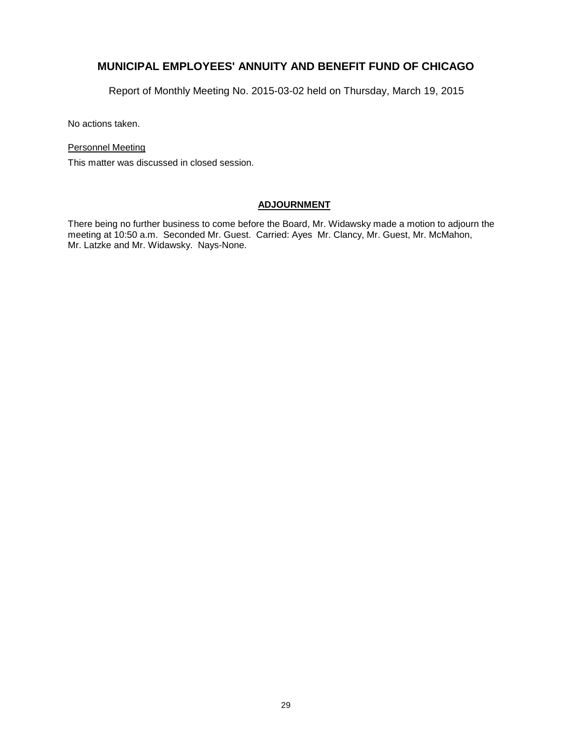# MUNICIPAL EMPLOYEES' ANNUITY AND BENEFIT FUND OF CHICAGO

Report of Monthly Meeting No. 2015-03-02 held on Thursday, March 19, 2015

No actions taken.

Personnel Meeting

This matter was discussed in closed session.

## ADJOURNMENT

There being no further business to come before the Board, Mr. Widawsky made a motion to adjourn the meeting at 10:50 a.m. Seconded Mr. Guest. Carried: Ayes Mr. Clancy, Mr. Guest, Mr. McMahon, Mr. Latzke and Mr. Widawsky. Nays-None.